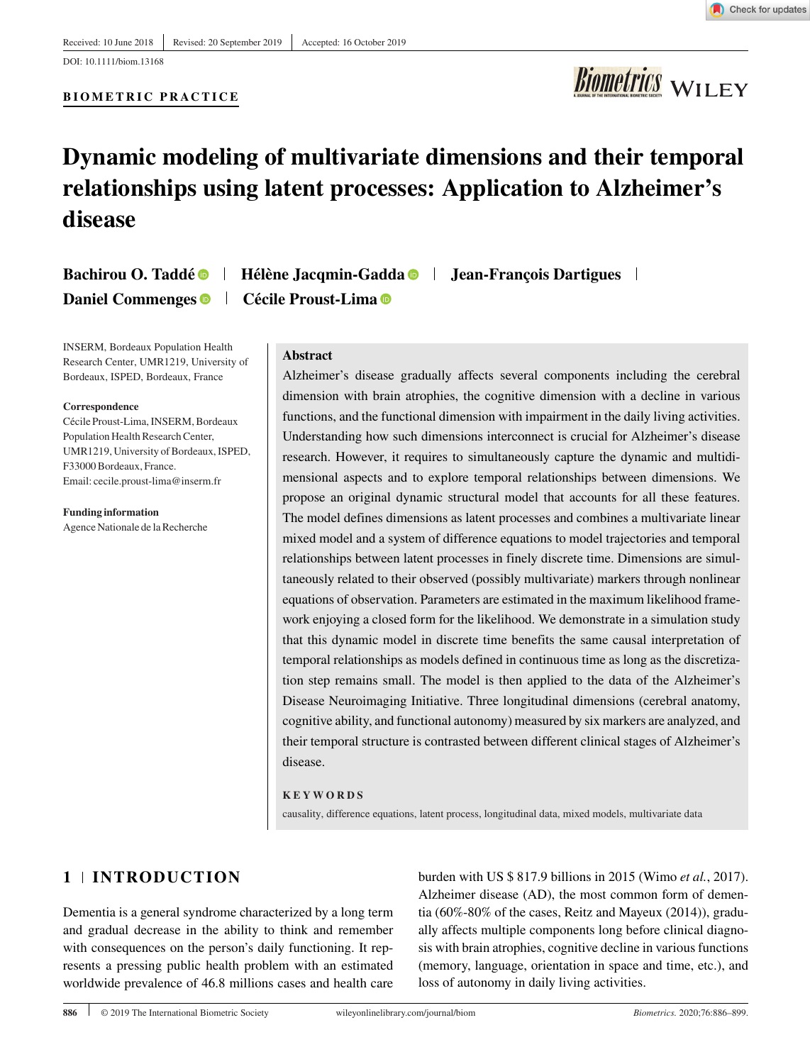Received: 10 June 2018 | Revised: 20 September 2019 | Accepted: 16 October 2019

DOI: 10.1111/biom.13168

**BIOMETRIC PRACTICE**

# Dynamic modeling of multivariate dimensions and their temporal relationships using latent processes: Application to Alzheimer's disease

**Bachirou O. Taddé** | **Hélène Jacqmin-Gadda** | **Jean-François Dartigues** | **Daniel Commenges** | **Cécile Proust-Lima**

INSERM, Bordeaux Population Health Research Center, UMR1219, University of Bordeaux, ISPED, Bordeaux, France

**Correspondence**
Cécile Proust-Lima, INSERM, Bordeaux Population Health Research Center, UMR1219, University of Bordeaux, ISPED, F33000 Bordeaux, France.
Email: cecile.proust-lima@inserm.fr

**Funding information**
Agence Nationale de la Recherche

## Abstract

Alzheimer's disease gradually affects several components including the cerebral dimension with brain atrophies, the cognitive dimension with a decline in various functions, and the functional dimension with impairment in the daily living activities. Understanding how such dimensions interconnect is crucial for Alzheimer's disease research. However, it requires to simultaneously capture the dynamic and multidimensional aspects and to explore temporal relationships between dimensions. We propose an original dynamic structural model that accounts for all these features. The model defines dimensions as latent processes and combines a multivariate linear mixed model and a system of difference equations to model trajectories and temporal relationships between latent processes in finely discrete time. Dimensions are simultaneously related to their observed (possibly multivariate) markers through nonlinear equations of observation. Parameters are estimated in the maximum likelihood framework enjoying a closed form for the likelihood. We demonstrate in a simulation study that this dynamic model in discrete time benefits the same causal interpretation of temporal relationships as models defined in continuous time as long as the discretization step remains small. The model is then applied to the data of the Alzheimer's Disease Neuroimaging Initiative. Three longitudinal dimensions (cerebral anatomy, cognitive ability, and functional autonomy) measured by six markers are analyzed, and their temporal structure is contrasted between different clinical stages of Alzheimer's disease.

**KEYWORDS**

causality, difference equations, latent process, longitudinal data, mixed models, multivariate data

## 1 | INTRODUCTION

Dementia is a general syndrome characterized by a long term and gradual decrease in the ability to think and remember with consequences on the person's daily functioning. It represents a pressing public health problem with an estimated worldwide prevalence of 46.8 millions cases and health care burden with US $ 817.9 billions in 2015 (Wimo *et al.*, 2017). Alzheimer disease (AD), the most common form of dementia (60%-80% of the cases, Reitz and Mayeux (2014)), gradually affects multiple components long before clinical diagnosis with brain atrophies, cognitive decline in various functions (memory, language, orientation in space and time, etc.), and loss of autonomy in daily living activities.

© 2019 The International Biometric Society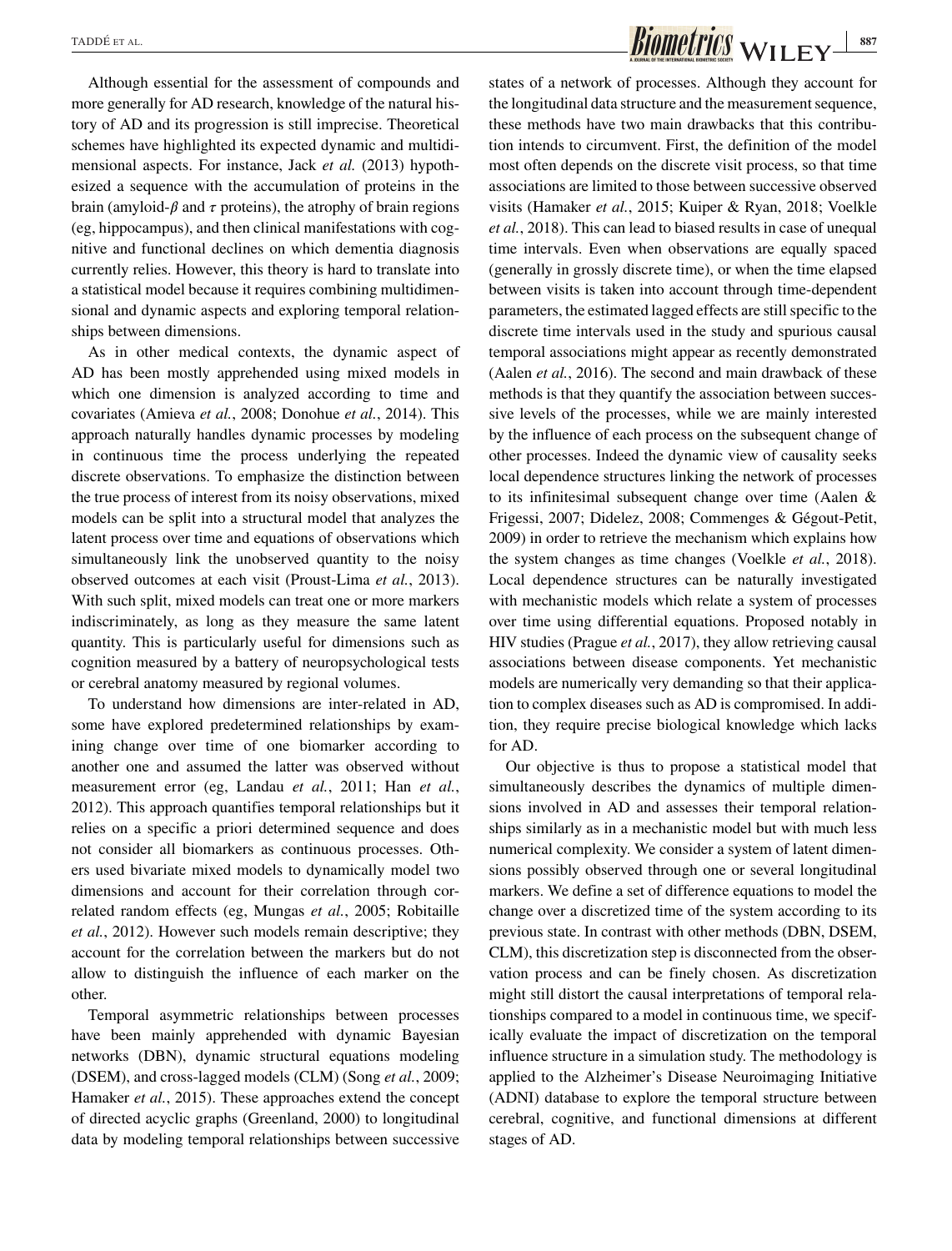Although essential for the assessment of compounds and more generally for AD research, knowledge of the natural history of AD and its progression is still imprecise. Theoretical schemes have highlighted its expected dynamic and multidimensional aspects. For instance, Jack *et al.* (2013) hypothesized a sequence with the accumulation of proteins in the brain (amyloid-$\beta$ and $\tau$ proteins), the atrophy of brain regions (eg, hippocampus), and then clinical manifestations with cognitive and functional declines on which dementia diagnosis currently relies. However, this theory is hard to translate into a statistical model because it requires combining multidimensional and dynamic aspects and exploring temporal relationships between dimensions.

As in other medical contexts, the dynamic aspect of AD has been mostly apprehended using mixed models in which one dimension is analyzed according to time and covariates (Amieva *et al.*, 2008; Donohue *et al.*, 2014). This approach naturally handles dynamic processes by modeling in continuous time the process underlying the repeated discrete observations. To emphasize the distinction between the true process of interest from its noisy observations, mixed models can be split into a structural model that analyzes the latent process over time and equations of observations which simultaneously link the unobserved quantity to the noisy observed outcomes at each visit (Proust-Lima *et al.*, 2013). With such split, mixed models can treat one or more markers indiscriminately, as long as they measure the same latent quantity. This is particularly useful for dimensions such as cognition measured by a battery of neuropsychological tests or cerebral anatomy measured by regional volumes.

To understand how dimensions are inter-related in AD, some have explored predetermined relationships by examining change over time of one biomarker according to another one and assumed the latter was observed without measurement error (eg, Landau *et al.*, 2011; Han *et al.*, 2012). This approach quantifies temporal relationships but it relies on a specific a priori determined sequence and does not consider all biomarkers as continuous processes. Others used bivariate mixed models to dynamically model two dimensions and account for their correlation through correlated random effects (eg, Mungas *et al.*, 2005; Robitaille *et al.*, 2012). However such models remain descriptive; they account for the correlation between the markers but do not allow to distinguish the influence of each marker on the other.

Temporal asymmetric relationships between processes have been mainly apprehended with dynamic Bayesian networks (DBN), dynamic structural equations modeling (DSEM), and cross-lagged models (CLM) (Song *et al.*, 2009; Hamaker *et al.*, 2015). These approaches extend the concept of directed acyclic graphs (Greenland, 2000) to longitudinal data by modeling temporal relationships between successive states of a network of processes. Although they account for the longitudinal data structure and the measurement sequence, these methods have two main drawbacks that this contribution intends to circumvent. First, the definition of the model most often depends on the discrete visit process, so that time associations are limited to those between successive observed visits (Hamaker *et al.*, 2015; Kuiper & Ryan, 2018; Voelkle *et al.*, 2018). This can lead to biased results in case of unequal time intervals. Even when observations are equally spaced (generally in grossly discrete time), or when the time elapsed between visits is taken into account through time-dependent parameters, the estimated lagged effects are still specific to the discrete time intervals used in the study and spurious causal temporal associations might appear as recently demonstrated (Aalen *et al.*, 2016). The second and main drawback of these methods is that they quantify the association between successive levels of the processes, while we are mainly interested by the influence of each process on the subsequent change of other processes. Indeed the dynamic view of causality seeks local dependence structures linking the network of processes to its infinitesimal subsequent change over time (Aalen & Frigessi, 2007; Didelez, 2008; Commenges & Gégout-Petit, 2009) in order to retrieve the mechanism which explains how the system changes as time changes (Voelkle *et al.*, 2018). Local dependence structures can be naturally investigated with mechanistic models which relate a system of processes over time using differential equations. Proposed notably in HIV studies (Prague *et al.*, 2017), they allow retrieving causal associations between disease components. Yet mechanistic models are numerically very demanding so that their application to complex diseases such as AD is compromised. In addition, they require precise biological knowledge which lacks for AD.

Our objective is thus to propose a statistical model that simultaneously describes the dynamics of multiple dimensions involved in AD and assesses their temporal relationships similarly as in a mechanistic model but with much less numerical complexity. We consider a system of latent dimensions possibly observed through one or several longitudinal markers. We define a set of difference equations to model the change over a discretized time of the system according to its previous state. In contrast with other methods (DBN, DSEM, CLM), this discretization step is disconnected from the observation process and can be finely chosen. As discretization might still distort the causal interpretations of temporal relationships compared to a model in continuous time, we specifically evaluate the impact of discretization on the temporal influence structure in a simulation study. The methodology is applied to the Alzheimer's Disease Neuroimaging Initiative (ADNI) database to explore the temporal structure between cerebral, cognitive, and functional dimensions at different stages of AD.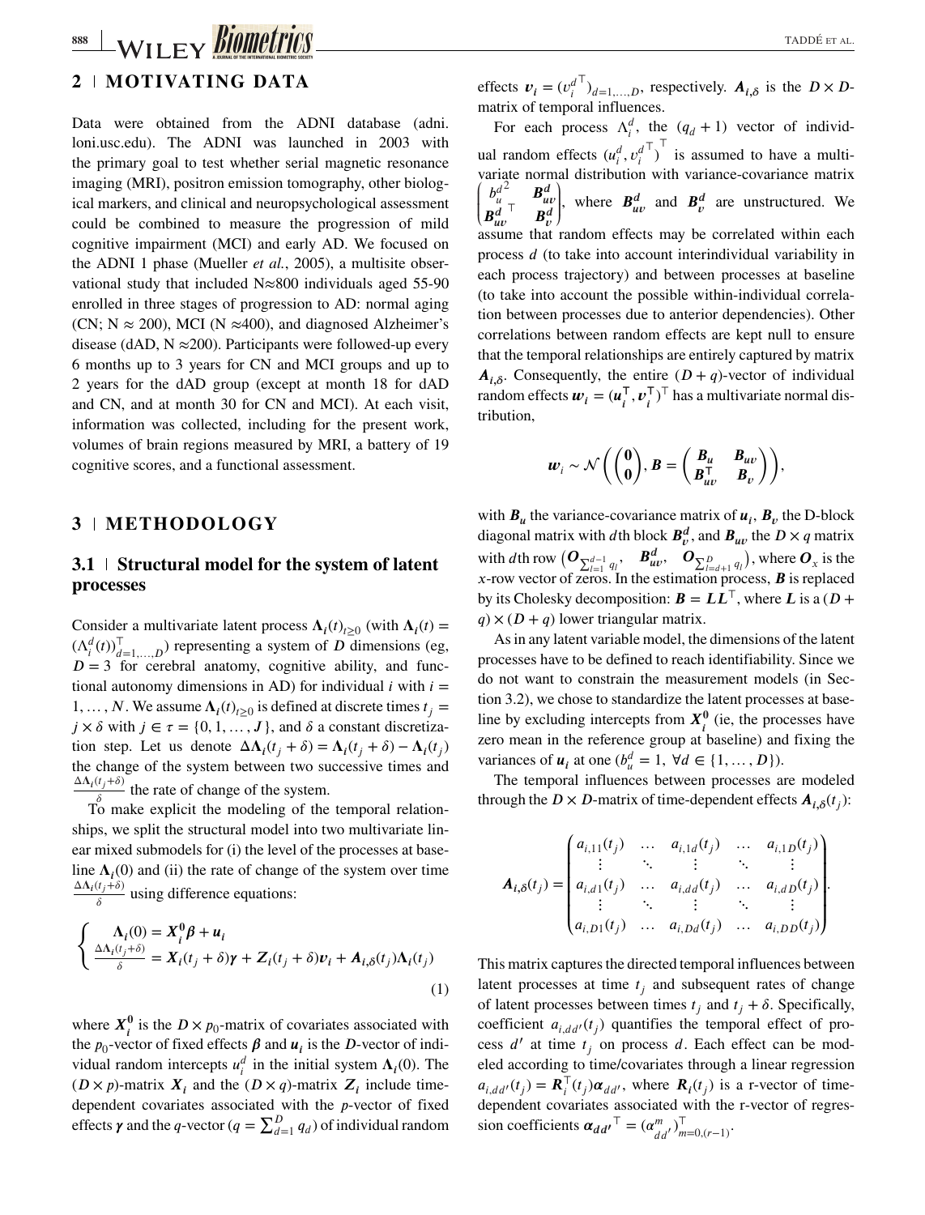## 2 | MOTIVATING DATA

Data were obtained from the ADNI database (adni.loni.usc.edu). The ADNI was launched in 2003 with the primary goal to test whether serial magnetic resonance imaging (MRI), positron emission tomography, other biological markers, and clinical and neuropsychological assessment could be combined to measure the progression of mild cognitive impairment (MCI) and early AD. We focused on the ADNI 1 phase (Mueller *et al.*, 2005), a multisite observational study that included N≈800 individuals aged 55-90 enrolled in three stages of progression to AD: normal aging (CN; N ≈ 200), MCI (N ≈400), and diagnosed Alzheimer's disease (dAD, N ≈200). Participants were followed-up every 6 months up to 3 years for CN and MCI groups and up to 2 years for the dAD group (except at month 18 for dAD and CN, and at month 30 for CN and MCI). At each visit, information was collected, including for the present work, volumes of brain regions measured by MRI, a battery of 19 cognitive scores, and a functional assessment.

## 3 | METHODOLOGY

### 3.1 | Structural model for the system of latent processes

Consider a multivariate latent process $\boldsymbol{\Lambda}_i(t)_{t\geq 0}$ (with $\boldsymbol{\Lambda}_i(t) = (\Lambda_i^d(t))_{d=1,\dots,D}^\top$) representing a system of $D$ dimensions (eg, $D = 3$ for cerebral anatomy, cognitive ability, and functional autonomy dimensions in AD) for individual $i = 1,\dots,N$. We assume $\boldsymbol{\Lambda}_i(t)_{t\geq 0}$ is defined at discrete times $t_j = j \times \delta$ with $j \in \tau = \{0, 1, \dots, J\}$, and $\delta$ a constant discretization step. Let us denote $\Delta\boldsymbol{\Lambda}_i(t_j + \delta) = \boldsymbol{\Lambda}_i(t_j + \delta) - \boldsymbol{\Lambda}_i(t_j)$ the change of the system between two successive times and $\frac{\Delta\boldsymbol{\Lambda}_i(t_j+\delta)}{\delta}$ the rate of change of the system.

To make explicit the modeling of the temporal relationships, we split the structural model into two multivariate linear mixed submodels for (i) the level of the processes at baseline $\boldsymbol{\Lambda}_i(0)$ and (ii) the rate of change of the system over time $\frac{\Delta\boldsymbol{\Lambda}_i(t_j+\delta)}{\delta}$ using difference equations:

$$\begin{cases} \boldsymbol{\Lambda}_i(0) = \boldsymbol{X}_i^{\boldsymbol{0}}\boldsymbol{\beta} + \boldsymbol{u}_i \\ \frac{\Delta\boldsymbol{\Lambda}_i(t_j+\delta)}{\delta} = \boldsymbol{X}_i(t_j+\delta)\boldsymbol{\gamma} + \boldsymbol{Z}_i(t_j+\delta)\boldsymbol{v}_i + \boldsymbol{A}_{i,\delta}(t_j)\boldsymbol{\Lambda}_i(t_j) \end{cases} \quad (1)$$

where $\boldsymbol{X}_i^{\boldsymbol{0}}$ is the $D \times p_0$-matrix of covariates associated with the $p_0$-vector of fixed effects $\boldsymbol{\beta}$ and $\boldsymbol{u}_i$ is the $D$-vector of individual random intercepts $u_i^d$ in the initial system $\boldsymbol{\Lambda}_i(0)$. The $(D \times p)$-matrix $\boldsymbol{X}_i$ and the $(D \times q)$-matrix $\boldsymbol{Z}_i$ include time-dependent covariates associated with the $p$-vector of fixed effects $\boldsymbol{\gamma}$ and the $q$-vector ($q = \sum_{d=1}^{D} q_d$) of individual random effects $\boldsymbol{v}_i = (v_i^{d\top})_{d=1,\dots,D}$, respectively. $\boldsymbol{A}_{i,\delta}$ is the $D \times D$-matrix of temporal influences.

For each process $\Lambda_i^d$, the $(q_d + 1)$ vector of individual random effects $(u_i^d, v_i^{d\top})^\top$ is assumed to have a multivariate normal distribution with variance-covariance matrix $\begin{pmatrix} b_u^{d^2} & \boldsymbol{B}_{uv}^{\boldsymbol{d}} \\ \boldsymbol{B}_{uv}^{\boldsymbol{d}\top} & \boldsymbol{B}_v^{\boldsymbol{d}} \end{pmatrix}$, where $\boldsymbol{B}_{uv}^{\boldsymbol{d}}$ and $\boldsymbol{B}_v^{\boldsymbol{d}}$ are unstructured. We assume that random effects may be correlated within each process $d$ (to take into account interindividual variability in each process trajectory) and between processes at baseline (to take into account the possible within-individual correlation between processes due to anterior dependencies). Other correlations between random effects are kept null to ensure that the temporal relationships are entirely captured by matrix $\boldsymbol{A}_{i,\delta}$. Consequently, the entire $(D + q)$-vector of individual random effects $\boldsymbol{w}_i = (\boldsymbol{u}_i^\top, \boldsymbol{v}_i^\top)^\top$ has a multivariate normal distribution,

$$\boldsymbol{w}_i \sim \mathcal{N}\left(\begin{pmatrix}\boldsymbol{0}\\\boldsymbol{0}\end{pmatrix}, \boldsymbol{B} = \begin{pmatrix}\boldsymbol{B}_u & \boldsymbol{B}_{uv}\\ \boldsymbol{B}_{uv}^\top & \boldsymbol{B}_v\end{pmatrix}\right),$$

with $\boldsymbol{B}_u$ the variance-covariance matrix of $\boldsymbol{u}_i$, $\boldsymbol{B}_v$ the D-block diagonal matrix with $d$th block $\boldsymbol{B}_v^{\boldsymbol{d}}$, and $\boldsymbol{B}_{uv}$ the $D \times q$ matrix with $d$th row $\left(\boldsymbol{O}_{\sum_{l=1}^{d-1} q_l}, \quad \boldsymbol{B}_{uv}^{\boldsymbol{d}}, \quad \boldsymbol{O}_{\sum_{l=d+1}^{D} q_l}\right)$, where $\boldsymbol{O}_x$ is the $x$-row vector of zeros. In the estimation process, $\boldsymbol{B}$ is replaced by its Cholesky decomposition: $\boldsymbol{B} = \boldsymbol{L}\boldsymbol{L}^\top$, where $\boldsymbol{L}$ is a $(D + q) \times (D + q)$ lower triangular matrix.

As in any latent variable model, the dimensions of the latent processes have to be defined to reach identifiability. Since we do not want to constrain the measurement models (in Section 3.2), we chose to standardize the latent processes at baseline by excluding intercepts from $\boldsymbol{X}_i^{\boldsymbol{0}}$ (ie, the processes have zero mean in the reference group at baseline) and fixing the variances of $\boldsymbol{u}_i$ at one ($b_u^d = 1,\ \forall d \in \{1,\dots,D\}$).

The temporal influences between processes are modeled through the $D \times D$-matrix of time-dependent effects $\boldsymbol{A}_{i,\delta}(t_j)$:

$$\boldsymbol{A}_{i,\delta}(t_j) = \begin{pmatrix} a_{i,11}(t_j) & \dots & a_{i,1d}(t_j) & \dots & a_{i,1D}(t_j) \\ \vdots & \ddots & \vdots & \ddots & \vdots \\ a_{i,d1}(t_j) & \dots & a_{i,dd}(t_j) & \dots & a_{i,dD}(t_j) \\ \vdots & \ddots & \vdots & \ddots & \vdots \\ a_{i,D1}(t_j) & \dots & a_{i,Dd}(t_j) & \dots & a_{i,DD}(t_j) \end{pmatrix}.$$

This matrix captures the directed temporal influences between latent processes at time $t_j$ and subsequent rates of change of latent processes between times $t_j$ and $t_j + \delta$. Specifically, coefficient $a_{i,dd'}(t_j)$ quantifies the temporal effect of process $d'$ at time $t_j$ on process $d$. Each effect can be modeled according to time/covariates through a linear regression $a_{i,dd'}(t_j) = \boldsymbol{R}_i^\top(t_j)\boldsymbol{\alpha}_{dd'}$, where $\boldsymbol{R}_i(t_j)$ is a r-vector of time-dependent covariates associated with the r-vector of regression coefficients $\boldsymbol{\alpha}_{dd'}{}^\top = (\alpha_{dd'}^m)_{m=0,(r-1)}^\top$.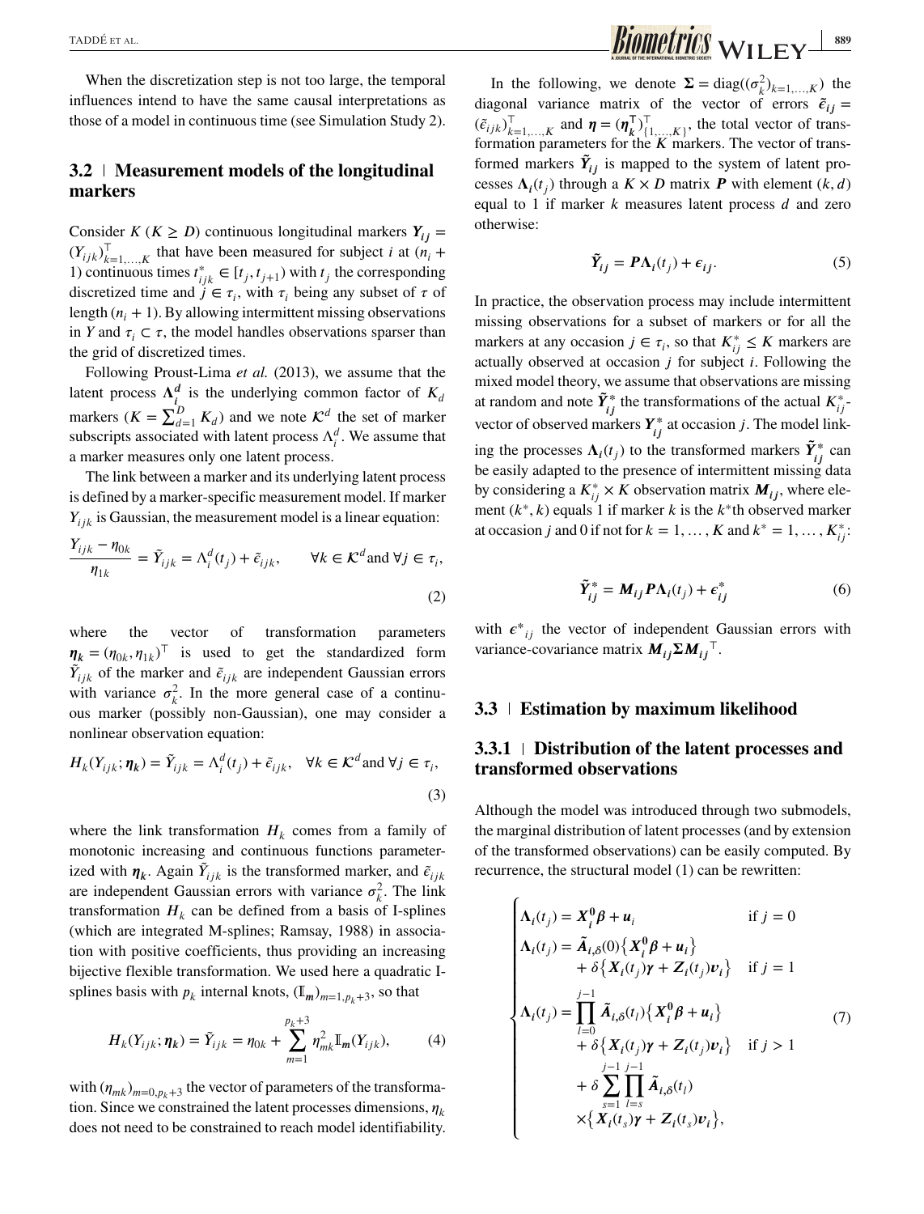When the discretization step is not too large, the temporal influences intend to have the same causal interpretations as those of a model in continuous time (see Simulation Study 2).

## 3.2 | Measurement models of the longitudinal markers

Consider $K$ ($K \geq D$) continuous longitudinal markers $\boldsymbol{Y_{ij}} = (Y_{ijk})^\top_{k=1,\ldots,K}$ that have been measured for subject $i$ at $(n_i + 1)$ continuous times $t^*_{ijk} \in [t_j, t_{j+1})$ with $t_j$ the corresponding discretized time and $j \in \tau_i$, with $\tau_i$ being any subset of $\tau$ of length $(n_i + 1)$. By allowing intermittent missing observations in $Y$ and $\tau_i \subset \tau$, the model handles observations sparser than the grid of discretized times.

Following Proust-Lima *et al.* (2013), we assume that the latent process $\boldsymbol{\Lambda^d_i}$ is the underlying common factor of $K_d$ markers ($K = \sum_{d=1}^D K_d$) and we note $\mathcal{K}^d$ the set of marker subscripts associated with latent process $\Lambda^d_i$. We assume that a marker measures only one latent process.

The link between a marker and its underlying latent process is defined by a marker-specific measurement model. If marker $Y_{ijk}$ is Gaussian, the measurement model is a linear equation:

$$\frac{Y_{ijk} - \eta_{0k}}{\eta_{1k}} = \tilde{Y}_{ijk} = \Lambda^d_i(t_j) + \tilde{\epsilon}_{ijk}, \qquad \forall k \in \mathcal{K}^d \text{and } \forall j \in \tau_i, \tag{2}$$

where the vector of transformation parameters $\boldsymbol{\eta_k} = (\eta_{0k}, \eta_{1k})^\top$ is used to get the standardized form $\tilde{Y}_{ijk}$ of the marker and $\tilde{\epsilon}_{ijk}$ are independent Gaussian errors with variance $\sigma^2_k$. In the more general case of a continuous marker (possibly non-Gaussian), one may consider a nonlinear observation equation:

$$H_k(Y_{ijk}; \boldsymbol{\eta_k}) = \tilde{Y}_{ijk} = \Lambda^d_i(t_j) + \tilde{\epsilon}_{ijk}, \quad \forall k \in \mathcal{K}^d \text{and } \forall j \in \tau_i, \tag{3}$$

where the link transformation $H_k$ comes from a family of monotonic increasing and continuous functions parameterized with $\boldsymbol{\eta_k}$. Again $\tilde{Y}_{ijk}$ is the transformed marker, and $\tilde{\epsilon}_{ijk}$ are independent Gaussian errors with variance $\sigma^2_k$. The link transformation $H_k$ can be defined from a basis of I-splines (which are integrated M-splines; Ramsay, 1988) in association with positive coefficients, thus providing an increasing bijective flexible transformation. We used here a quadratic I-splines basis with $p_k$ internal knots, $(\mathbb{I}_m)_{m=1,p_k+3}$, so that

$$H_k(Y_{ijk}; \boldsymbol{\eta_k}) = \tilde{Y}_{ijk} = \eta_{0k} + \sum_{m=1}^{p_k+3} \eta^2_{mk} \mathbb{I}_m(Y_{ijk}), \tag{4}$$

with $(\eta_{mk})_{m=0,p_k+3}$ the vector of parameters of the transformation. Since we constrained the latent processes dimensions, $\eta_k$ does not need to be constrained to reach model identifiability.

In the following, we denote $\boldsymbol{\Sigma} = \text{diag}((\sigma^2_k)_{k=1,\ldots,K})$ the diagonal variance matrix of the vector of errors $\boldsymbol{\tilde{\epsilon}_{ij}} = (\tilde{\epsilon}_{ijk})^\top_{k=1,\ldots,K}$ and $\boldsymbol{\eta} = (\boldsymbol{\eta_k}^\top)^\top_{\{1,\ldots,K\}}$, the total vector of transformation parameters for the $K$ markers. The vector of transformed markers $\boldsymbol{\tilde{Y}_{ij}}$ is mapped to the system of latent processes $\boldsymbol{\Lambda_i}(t_j)$ through a $K \times D$ matrix $\boldsymbol{P}$ with element $(k, d)$ equal to 1 if marker $k$ measures latent process $d$ and zero otherwise:

$$\boldsymbol{\tilde{Y}_{ij}} = \boldsymbol{P}\boldsymbol{\Lambda_i}(t_j) + \boldsymbol{\epsilon_{ij}}. \tag{5}$$

In practice, the observation process may include intermittent missing observations for a subset of markers or for all the markers at any occasion $j \in \tau_i$, so that $K^*_{ij} \leq K$ markers are actually observed at occasion $j$ for subject $i$. Following the mixed model theory, we assume that observations are missing at random and note $\boldsymbol{\tilde{Y}^*_{ij}}$ the transformations of the actual $K^*_{ij}$-vector of observed markers $\boldsymbol{Y^*_{ij}}$ at occasion $j$. The model linking the processes $\boldsymbol{\Lambda_i}(t_j)$ to the transformed markers $\boldsymbol{\tilde{Y}^*_{ij}}$ can be easily adapted to the presence of intermittent missing data by considering a $K^*_{ij} \times K$ observation matrix $\boldsymbol{M_{ij}}$, where element $(k^*, k)$ equals 1 if marker $k$ is the $k^*$th observed marker at occasion $j$ and 0 if not for $k = 1, \ldots, K$ and $k^* = 1, \ldots, K^*_{ij}$:

$$\boldsymbol{\tilde{Y}^*_{ij}} = \boldsymbol{M}_{ij}\boldsymbol{P}\boldsymbol{\Lambda_i}(t_j) + \boldsymbol{\epsilon^*_{ij}} \tag{6}$$

with $\boldsymbol{\epsilon^*}_{ij}$ the vector of independent Gaussian errors with variance-covariance matrix $\boldsymbol{M_{ij}}\boldsymbol{\Sigma}\boldsymbol{M_{ij}}^\top$.

## 3.3 | Estimation by maximum likelihood

### 3.3.1 | Distribution of the latent processes and transformed observations

Although the model was introduced through two submodels, the marginal distribution of latent processes (and by extension of the transformed observations) can be easily computed. By recurrence, the structural model (1) can be rewritten:

$$\begin{cases} \boldsymbol{\Lambda_i}(t_j) = \boldsymbol{X^0_i}\boldsymbol{\beta} + \boldsymbol{u}_i & \text{if } j = 0 \\ \boldsymbol{\Lambda_i}(t_j) = \boldsymbol{\tilde{A}_{i,\delta}}(0)\{\boldsymbol{X^0_i}\boldsymbol{\beta} + \boldsymbol{u_i}\} \\ \qquad + \delta\{\boldsymbol{X_i}(t_j)\boldsymbol{\gamma} + \boldsymbol{Z_i}(t_j)\boldsymbol{v_i}\} & \text{if } j = 1 \\ \boldsymbol{\Lambda_i}(t_j) = \prod_{l=0}^{j-1} \boldsymbol{\tilde{A}_{i,\delta}}(t_l)\{\boldsymbol{X^0_i}\boldsymbol{\beta} + \boldsymbol{u_i}\} \\ \qquad + \delta\{\boldsymbol{X_i}(t_j)\boldsymbol{\gamma} + \boldsymbol{Z_i}(t_j)\boldsymbol{v_i}\} & \text{if } j > 1 \\ \qquad + \delta \sum_{s=1}^{j-1} \prod_{l=s}^{j-1} \boldsymbol{\tilde{A}_{i,\delta}}(t_l) \\ \qquad \times\{\boldsymbol{X_i}(t_s)\boldsymbol{\gamma} + \boldsymbol{Z_i}(t_s)\boldsymbol{v_i}\}, \end{cases} \tag{7}$$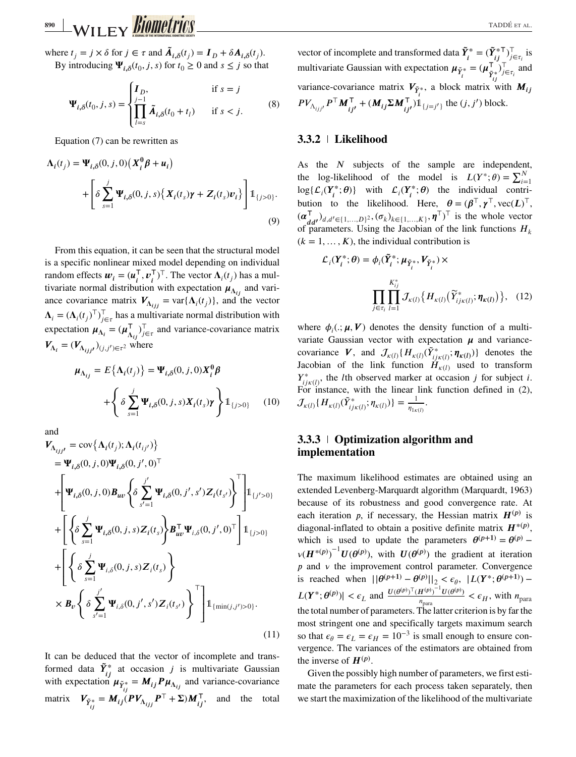where $t_j = j \times \delta$ for $j \in \tau$ and $\tilde{\boldsymbol{A}}_{i,\delta}(t_j) = \boldsymbol{I}_D + \delta \boldsymbol{A}_{i,\delta}(t_j)$.

By introducing $\boldsymbol{\Psi}_{i,\delta}(t_0, j, s)$ for $t_0 \geq 0$ and $s \leq j$ so that

$$\boldsymbol{\Psi}_{i,\delta}(t_0, j, s) = \begin{cases} \boldsymbol{I}_D, & \text{if } s = j \\ \prod_{l=s}^{j-1} \tilde{\boldsymbol{A}}_{i,\delta}(t_0 + t_l) & \text{if } s < j. \end{cases} \tag{8}$$

Equation (7) can be rewritten as

$$\boldsymbol{\Lambda}_i(t_j) = \boldsymbol{\Psi}_{i,\delta}(0, j, 0)\big(\boldsymbol{X}_i^{\boldsymbol{0}}\boldsymbol{\beta} + \boldsymbol{u}_i\big) + \left[\delta \sum_{s=1}^{j} \boldsymbol{\Psi}_{i,\delta}(0, j, s)\big\{\boldsymbol{X}_i(t_s)\boldsymbol{\gamma} + \boldsymbol{Z}_i(t_s)\boldsymbol{v}_i\big\}\right]\mathbb{1}_{\{j>0\}}. \tag{9}$$

From this equation, it can be seen that the structural model is a specific nonlinear mixed model depending on individual random effects $\boldsymbol{w}_i = (\boldsymbol{u}_i^\top, \boldsymbol{v}_i^\top)^\top$. The vector $\boldsymbol{\Lambda}_i(t_j)$ has a multivariate normal distribution with expectation $\boldsymbol{\mu}_{\Lambda_{ij}}$ and variance covariance matrix $\boldsymbol{V}_{\Lambda_{ijj}} = \text{var}\{\boldsymbol{\Lambda}_i(t_j)\}$, and the vector $\boldsymbol{\Lambda}_i = (\boldsymbol{\Lambda}_i(t_j)^\top)_{j\in\tau}^\top$ has a multivariate normal distribution with expectation $\boldsymbol{\mu}_{\Lambda_i} = (\boldsymbol{\mu}_{\Lambda_{ij}}^\top)_{j\in\tau}^\top$ and variance-covariance matrix $\boldsymbol{V}_{\Lambda_i} = (\boldsymbol{V}_{\Lambda_{ijj'}})_{(j,j')\in\tau^2}$ where

$$\boldsymbol{\mu}_{\Lambda_{ij}} = E\big\{\boldsymbol{\Lambda}_i(t_j)\big\} = \boldsymbol{\Psi}_{i,\delta}(0, j, 0)\boldsymbol{X}_i^{\boldsymbol{0}}\boldsymbol{\beta} + \left\{\delta \sum_{s=1}^{j} \boldsymbol{\Psi}_{i,\delta}(0, j, s)\boldsymbol{X}_i(t_s)\boldsymbol{\gamma}\right\}\mathbb{1}_{\{j>0\}} \tag{10}$$

and

$$\begin{aligned}
\boldsymbol{V}_{\Lambda_{ijj'}} &= \text{cov}\big\{\boldsymbol{\Lambda}_i(t_j); \boldsymbol{\Lambda}_i(t_{j'})\big\} \\
&= \boldsymbol{\Psi}_{i,\delta}(0, j, 0)\boldsymbol{\Psi}_{i,\delta}(0, j', 0)^\top \\
&+ \left[\boldsymbol{\Psi}_{i,\delta}(0, j, 0)\boldsymbol{B}_{uv}\left\{\delta \sum_{s'=1}^{j'} \boldsymbol{\Psi}_{i,\delta}(0, j', s')\boldsymbol{Z}_i(t_{s'})\right\}^\top\right]\mathbb{1}_{\{j'>0\}} \\
&+ \left[\left\{\delta \sum_{s=1}^{j} \boldsymbol{\Psi}_{i,\delta}(0, j, s)\boldsymbol{Z}_i(t_s)\right\}\boldsymbol{B}_{uv}^\top \boldsymbol{\Psi}_{i,\delta}(0, j', 0)^\top\right]\mathbb{1}_{\{j>0\}} \\
&+ \left[\left\{\delta \sum_{s=1}^{j} \boldsymbol{\Psi}_{i,\delta}(0, j, s)\boldsymbol{Z}_i(t_s)\right\} \times \boldsymbol{B}_v\left\{\delta \sum_{s'=1}^{j'} \boldsymbol{\Psi}_{i,\delta}(0, j', s')\boldsymbol{Z}_i(t_{s'})\right\}^\top\right]\mathbb{1}_{\{\min(j,j')>0\}}.
\end{aligned} \tag{11}$$

It can be deduced that the vector of incomplete and transformed data $\tilde{\boldsymbol{Y}}_{ij}^*$ at occasion $j$ is multivariate Gaussian with expectation $\boldsymbol{\mu}_{\tilde{Y}_{ij}^*} = \boldsymbol{M}_{ij}\boldsymbol{P}\boldsymbol{\mu}_{\Lambda_{ij}}$ and variance-covariance matrix $\boldsymbol{V}_{\tilde{Y}_{ij}^*} = \boldsymbol{M}_{ij}(\boldsymbol{P}\boldsymbol{V}_{\Lambda_{ijj}}\boldsymbol{P}^\top + \boldsymbol{\Sigma})\boldsymbol{M}_{ij}^\top$, and the total vector of incomplete and transformed data $\tilde{\boldsymbol{Y}}_i^* = (\tilde{\boldsymbol{Y}}_{ij}^{*\top})_{j\in\tau_i}^\top$ is multivariate Gaussian with expectation $\boldsymbol{\mu}_{\tilde{Y}_i^*} = (\boldsymbol{\mu}_{\tilde{Y}_{ij}^*}^\top)_{j\in\tau_i}^\top$ and variance-covariance matrix $\boldsymbol{V}_{\tilde{Y}_i^*}$, a block matrix with $\boldsymbol{M}_{ij}\boldsymbol{P}\boldsymbol{V}_{\Lambda_{ijj'}}\boldsymbol{P}^\top\boldsymbol{M}_{ij'}^\top + (\boldsymbol{M}_{ij}\boldsymbol{\Sigma}\boldsymbol{M}_{ij'}^\top)\mathbb{1}_{\{j=j'\}}$ the $(j, j')$ block.

### 3.3.2 | Likelihood

As the $N$ subjects of the sample are independent, the log-likelihood of the model is $L(Y^*; \theta) = \sum_{i=1}^N \log\{\mathcal{L}_i(\boldsymbol{Y}_i^*; \boldsymbol{\theta})\}$ with $\mathcal{L}_i(\boldsymbol{Y}_i^*; \boldsymbol{\theta})$ the individual contribution to the likelihood. Here, $\boldsymbol{\theta} = (\boldsymbol{\beta}^\top, \boldsymbol{\gamma}^\top, \text{vec}(\boldsymbol{L})^\top, (\boldsymbol{\alpha}_{dd'}^\top)_{d,d'\in\{1,\ldots,D\}^2}, (\sigma_k)_{k\in\{1,\ldots,K\}}, \boldsymbol{\eta}^\top)^\top$ is the whole vector of parameters. Using the Jacobian of the link functions $H_k$ $(k = 1, \ldots, K)$, the individual contribution is

$$\mathcal{L}_i(\boldsymbol{Y}_i^*; \boldsymbol{\theta}) = \phi_i(\tilde{\boldsymbol{Y}}_i^*; \boldsymbol{\mu}_{\tilde{Y}_i^*}, \boldsymbol{V}_{\tilde{Y}_i^*}) \times \prod_{j\in\tau_i}\prod_{l=1}^{K_{ij}^*} \mathcal{J}_{\kappa(l)}\big\{H_{\kappa(l)}\big(\tilde{Y}_{ij\kappa(l)}^*; \boldsymbol{\eta}_{\kappa(l)}\big)\big\}, \tag{12}$$

where $\phi_i(.; \boldsymbol{\mu}, \boldsymbol{V})$ denotes the density function of a multivariate Gaussian vector with expectation $\boldsymbol{\mu}$ and variance-covariance $\boldsymbol{V}$, and $\mathcal{J}_{\kappa(l)}\{H_{\kappa(l)}(\tilde{Y}_{ij\kappa(l)}^*; \boldsymbol{\eta}_{\kappa(l)})\}$ denotes the Jacobian of the link function $H_{\kappa(l)}$ used to transform $Y_{ij\kappa(l)}^*$, the $l$th observed marker at occasion $j$ for subject $i$. For instance, with the linear link function defined in (2), $\mathcal{J}_{\kappa(l)}\{H_{\kappa(l)}(\tilde{Y}_{ij\kappa(l)}^*; \eta_{\kappa(l)})\} = \frac{1}{\eta_{1\kappa(l)}}$.

### 3.3.3 | Optimization algorithm and implementation

The maximum likelihood estimates are obtained using an extended Levenberg-Marquardt algorithm (Marquardt, 1963) because of its robustness and good convergence rate. At each iteration $p$, if necessary, the Hessian matrix $\boldsymbol{H}^{(p)}$ is diagonal-inflated to obtain a positive definite matrix $\boldsymbol{H}^{*(p)}$, which is used to update the parameters $\boldsymbol{\theta}^{(p+1)} = \boldsymbol{\theta}^{(p)} - \nu(\boldsymbol{H}^{*(p)})^{-1}\boldsymbol{U}(\boldsymbol{\theta}^{(p)})$, with $\boldsymbol{U}(\boldsymbol{\theta}^{(p)})$ the gradient at iteration $p$ and $\nu$ the improvement control parameter. Convergence is reached when $||\boldsymbol{\theta}^{(p+1)} - \boldsymbol{\theta}^{(p)}||_2 < \epsilon_\theta$, $|L(\boldsymbol{Y}^*; \boldsymbol{\theta}^{(p+1)}) - L(\boldsymbol{Y}^*; \boldsymbol{\theta}^{(p)})| < \epsilon_L$ and $\frac{\boldsymbol{U}(\boldsymbol{\theta}^{(p)})^\top(\boldsymbol{H}^{(p)})^{-1}\boldsymbol{U}(\boldsymbol{\theta}^{(p)})}{n_{\text{para}}} < \epsilon_H$, with $n_{\text{para}}$ the total number of parameters. The latter criterion is by far the most stringent one and specifically targets maximum search so that $\epsilon_\theta = \epsilon_L = \epsilon_H = 10^{-3}$ is small enough to ensure convergence. The variances of the estimators are obtained from the inverse of $\boldsymbol{H}^{(p)}$.

Given the possibly high number of parameters, we first estimate the parameters for each process taken separately, then we start the maximization of the likelihood of the multivariate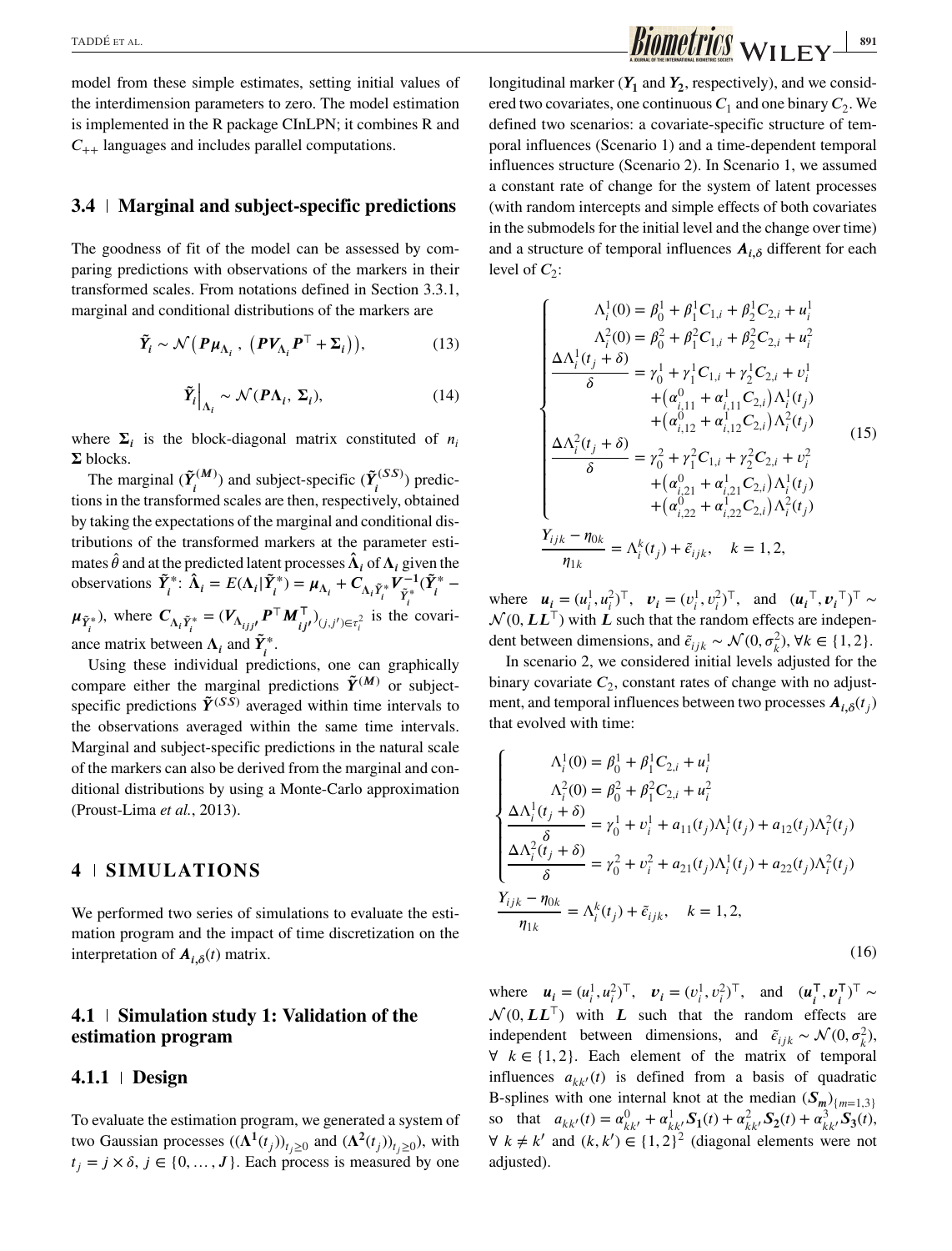model from these simple estimates, setting initial values of the interdimension parameters to zero. The model estimation is implemented in the R package CInLPN; it combines R and $C_{++}$ languages and includes parallel computations.

### 3.4 | Marginal and subject-specific predictions

The goodness of fit of the model can be assessed by comparing predictions with observations of the markers in their transformed scales. From notations defined in Section 3.3.1, marginal and conditional distributions of the markers are

$$\tilde{\boldsymbol{Y}}_i \sim \mathcal{N}\left(\boldsymbol{P}\boldsymbol{\mu}_{\Lambda_i}\,,\ \left(\boldsymbol{P}\boldsymbol{V}_{\Lambda_i}\boldsymbol{P}^\top + \boldsymbol{\Sigma}_i\right)\right), \tag{13}$$

$$\tilde{\boldsymbol{Y}}_i\Big|_{\Lambda_i} \sim \mathcal{N}(\boldsymbol{P}\boldsymbol{\Lambda}_i,\ \boldsymbol{\Sigma}_i), \tag{14}$$

where $\boldsymbol{\Sigma}_i$ is the block-diagonal matrix constituted of $n_i$ $\boldsymbol{\Sigma}$ blocks.

The marginal ($\tilde{\boldsymbol{Y}}_i^{(M)}$) and subject-specific ($\tilde{\boldsymbol{Y}}_i^{(SS)}$) predictions in the transformed scales are then, respectively, obtained by taking the expectations of the marginal and conditional distributions of the transformed markers at the parameter estimates $\hat{\theta}$ and at the predicted latent processes $\hat{\boldsymbol{\Lambda}}_i$ of $\boldsymbol{\Lambda}_i$ given the observations $\tilde{\boldsymbol{Y}}_i^*$: $\hat{\boldsymbol{\Lambda}}_i = E(\boldsymbol{\Lambda}_i|\tilde{\boldsymbol{Y}}_i^*) = \boldsymbol{\mu}_{\Lambda_i} + \boldsymbol{C}_{\Lambda_i\tilde{Y}_i^*}\boldsymbol{V}^{-1}_{\tilde{Y}_i^*}(\tilde{\boldsymbol{Y}}_i^* - \boldsymbol{\mu}_{\tilde{Y}_i^*})$, where $\boldsymbol{C}_{\Lambda_i\tilde{Y}_i^*} = (\boldsymbol{V}_{\Lambda_{ijj'}}\boldsymbol{P}^\top\boldsymbol{M}^\top_{ij'})_{(j,j')\in\tau_i^2}$ is the covariance matrix between $\boldsymbol{\Lambda}_i$ and $\tilde{\boldsymbol{Y}}_i^*$.

Using these individual predictions, one can graphically compare either the marginal predictions $\tilde{\boldsymbol{Y}}^{(M)}$ or subject-specific predictions $\tilde{\boldsymbol{Y}}^{(SS)}$ averaged within time intervals to the observations averaged within the same time intervals. Marginal and subject-specific predictions in the natural scale of the markers can also be derived from the marginal and conditional distributions by using a Monte-Carlo approximation (Proust-Lima *et al.*, 2013).

## 4 | SIMULATIONS

We performed two series of simulations to evaluate the estimation program and the impact of time discretization on the interpretation of $\boldsymbol{A}_{i,\delta}(t)$ matrix.

### 4.1 | Simulation study 1: Validation of the estimation program

#### 4.1.1 | Design

To evaluate the estimation program, we generated a system of two Gaussian processes ($(\Lambda^1(t_j))_{t_j\geq 0}$ and $(\Lambda^2(t_j))_{t_j\geq 0}$), with $t_j = j \times \delta$, $j \in \{0, \ldots, J\}$. Each process is measured by one longitudinal marker ($\boldsymbol{Y_1}$ and $\boldsymbol{Y_2}$, respectively), and we considered two covariates, one continuous $\boldsymbol{C}_1$ and one binary $\boldsymbol{C}_2$. We defined two scenarios: a covariate-specific structure of temporal influences (Scenario 1) and a time-dependent temporal influences structure (Scenario 2). In Scenario 1, we assumed a constant rate of change for the system of latent processes (with random intercepts and simple effects of both covariates in the submodels for the initial level and the change over time) and a structure of temporal influences $\boldsymbol{A}_{i,\delta}$ different for each level of $\boldsymbol{C}_2$:

$$\begin{cases} \Lambda_i^1(0) = \beta_0^1 + \beta_1^1 C_{1,i} + \beta_2^1 C_{2,i} + u_i^1 \\ \Lambda_i^2(0) = \beta_0^2 + \beta_1^2 C_{1,i} + \beta_2^2 C_{2,i} + u_i^2 \\ \dfrac{\Delta\Lambda_i^1(t_j+\delta)}{\delta} = \gamma_0^1 + \gamma_1^1 C_{1,i} + \gamma_2^1 C_{2,i} + v_i^1 \\ \qquad + \left(\alpha_{i,11}^0 + \alpha_{i,11}^1 C_{2,i}\right)\Lambda_i^1(t_j) \\ \qquad + \left(\alpha_{i,12}^0 + \alpha_{i,12}^1 C_{2,i}\right)\Lambda_i^2(t_j) \\ \dfrac{\Delta\Lambda_i^2(t_j+\delta)}{\delta} = \gamma_0^2 + \gamma_1^2 C_{1,i} + \gamma_2^2 C_{2,i} + v_i^2 \\ \qquad + \left(\alpha_{i,21}^0 + \alpha_{i,21}^1 C_{2,i}\right)\Lambda_i^1(t_j) \\ \qquad + \left(\alpha_{i,22}^0 + \alpha_{i,22}^1 C_{2,i}\right)\Lambda_i^2(t_j) \end{cases} \tag{15}$$

$$\frac{Y_{ijk} - \eta_{0k}}{\eta_{1k}} = \Lambda_i^k(t_j) + \tilde{\epsilon}_{ijk}, \quad k = 1, 2,$$

where $\boldsymbol{u_i} = (u_i^1, u_i^2)^\top$, $\boldsymbol{v_i} = (v_i^1, v_i^2)^\top$, and $(\boldsymbol{u_i}^\top, \boldsymbol{v_i}^\top)^\top \sim \mathcal{N}(0, \boldsymbol{L}\boldsymbol{L}^\top)$ with $\boldsymbol{L}$ such that the random effects are independent between dimensions, and $\tilde{\epsilon}_{ijk} \sim \mathcal{N}(0, \sigma_k^2)$, $\forall k \in \{1, 2\}$.

In scenario 2, we considered initial levels adjusted for the binary covariate $\boldsymbol{C}_2$, constant rates of change with no adjustment, and temporal influences between two processes $\boldsymbol{A}_{i,\delta}(t_j)$ that evolved with time:

$$\begin{cases} \Lambda_i^1(0) = \beta_0^1 + \beta_1^1 C_{2,i} + u_i^1 \\ \Lambda_i^2(0) = \beta_0^2 + \beta_1^2 C_{2,i} + u_i^2 \\ \dfrac{\Delta\Lambda_i^1(t_j+\delta)}{\delta} = \gamma_0^1 + v_i^1 + a_{11}(t_j)\Lambda_i^1(t_j) + a_{12}(t_j)\Lambda_i^2(t_j) \\ \dfrac{\Delta\Lambda_i^2(t_j+\delta)}{\delta} = \gamma_0^2 + v_i^2 + a_{21}(t_j)\Lambda_i^1(t_j) + a_{22}(t_j)\Lambda_i^2(t_j) \end{cases}$$

$$\frac{Y_{ijk} - \eta_{0k}}{\eta_{1k}} = \Lambda_i^k(t_j) + \tilde{\epsilon}_{ijk}, \quad k = 1, 2, \tag{16}$$

where $\boldsymbol{u_i} = (u_i^1, u_i^2)^\top$, $\boldsymbol{v_i} = (v_i^1, v_i^2)^\top$, and $(\boldsymbol{u_i}^\top, \boldsymbol{v_i}^\top)^\top \sim \mathcal{N}(0, \boldsymbol{L}\boldsymbol{L}^\top)$ with $\boldsymbol{L}$ such that the random effects are independent between dimensions, and $\tilde{\epsilon}_{ijk} \sim \mathcal{N}(0, \sigma_k^2)$, $\forall\ k \in \{1, 2\}$. Each element of the matrix of temporal influences $a_{kk'}(t)$ is defined from a basis of quadratic B-splines with one internal knot at the median $(\boldsymbol{S_m})_{\{m=1,3\}}$ so that $a_{kk'}(t) = \alpha_{kk'}^0 + \alpha_{kk'}^1\boldsymbol{S_1}(t) + \alpha_{kk'}^2\boldsymbol{S_2}(t) + \alpha_{kk'}^3\boldsymbol{S_3}(t)$, $\forall\ k \neq k'$ and $(k, k') \in \{1, 2\}^2$ (diagonal elements were not adjusted).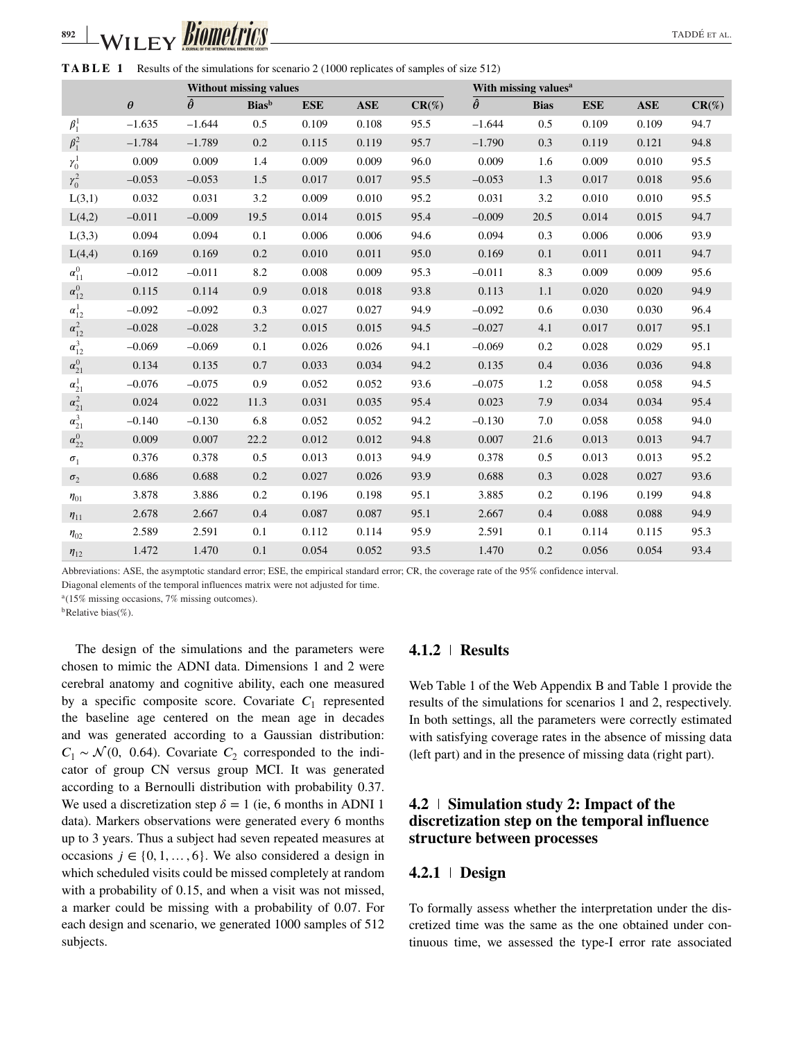**TABLE 1** Results of the simulations for scenario 2 (1000 replicates of samples of size 512)

| | | Without missing values | | | | | With missing values[a] | | | | |
|---|---|---|---|---|---|---|---|---|---|---|---|
| | $\theta$ | $\hat{\theta}$ | Bias[b] | ESE | ASE | CR(%) | $\hat{\theta}$ | Bias | ESE | ASE | CR(%) |
| $\beta_1^1$ | −1.635 | −1.644 | 0.5 | 0.109 | 0.108 | 95.5 | −1.644 | 0.5 | 0.109 | 0.109 | 94.7 |
| $\beta_1^2$ | −1.784 | −1.789 | 0.2 | 0.115 | 0.119 | 95.7 | −1.790 | 0.3 | 0.119 | 0.121 | 94.8 |
| $\gamma_0^1$ | 0.009 | 0.009 | 1.4 | 0.009 | 0.009 | 96.0 | 0.009 | 1.6 | 0.009 | 0.010 | 95.5 |
| $\gamma_0^2$ | −0.053 | −0.053 | 1.5 | 0.017 | 0.017 | 95.5 | −0.053 | 1.3 | 0.017 | 0.018 | 95.6 |
| L(3,1) | 0.032 | 0.031 | 3.2 | 0.009 | 0.010 | 95.2 | 0.031 | 3.2 | 0.010 | 0.010 | 95.5 |
| L(4,2) | −0.011 | −0.009 | 19.5 | 0.014 | 0.015 | 95.4 | −0.009 | 20.5 | 0.014 | 0.015 | 94.7 |
| L(3,3) | 0.094 | 0.094 | 0.1 | 0.006 | 0.006 | 94.6 | 0.094 | 0.3 | 0.006 | 0.006 | 93.9 |
| L(4,4) | 0.169 | 0.169 | 0.2 | 0.010 | 0.011 | 95.0 | 0.169 | 0.1 | 0.011 | 0.011 | 94.7 |
| $\alpha_{11}^0$ | −0.012 | −0.011 | 8.2 | 0.008 | 0.009 | 95.3 | −0.011 | 8.3 | 0.009 | 0.009 | 95.6 |
| $\alpha_{12}^0$ | 0.115 | 0.114 | 0.9 | 0.018 | 0.018 | 93.8 | 0.113 | 1.1 | 0.020 | 0.020 | 94.9 |
| $\alpha_{12}^1$ | −0.092 | −0.092 | 0.3 | 0.027 | 0.027 | 94.9 | −0.092 | 0.6 | 0.030 | 0.030 | 96.4 |
| $\alpha_{12}^2$ | −0.028 | −0.028 | 3.2 | 0.015 | 0.015 | 94.5 | −0.027 | 4.1 | 0.017 | 0.017 | 95.1 |
| $\alpha_{12}^3$ | −0.069 | −0.069 | 0.1 | 0.026 | 0.026 | 94.1 | −0.069 | 0.2 | 0.028 | 0.029 | 95.1 |
| $\alpha_{21}^0$ | 0.134 | 0.135 | 0.7 | 0.033 | 0.034 | 94.2 | 0.135 | 0.4 | 0.036 | 0.036 | 94.8 |
| $\alpha_{21}^1$ | −0.076 | −0.075 | 0.9 | 0.052 | 0.052 | 93.6 | −0.075 | 1.2 | 0.058 | 0.058 | 94.5 |
| $\alpha_{21}^2$ | 0.024 | 0.022 | 11.3 | 0.031 | 0.035 | 95.4 | 0.023 | 7.9 | 0.034 | 0.034 | 95.4 |
| $\alpha_{21}^3$ | −0.140 | −0.130 | 6.8 | 0.052 | 0.052 | 94.2 | −0.130 | 7.0 | 0.058 | 0.058 | 94.0 |
| $\alpha_{22}^0$ | 0.009 | 0.007 | 22.2 | 0.012 | 0.012 | 94.8 | 0.007 | 21.6 | 0.013 | 0.013 | 94.7 |
| $\sigma_1$ | 0.376 | 0.378 | 0.5 | 0.013 | 0.013 | 94.9 | 0.378 | 0.5 | 0.013 | 0.013 | 95.2 |
| $\sigma_2$ | 0.686 | 0.688 | 0.2 | 0.027 | 0.026 | 93.9 | 0.688 | 0.3 | 0.028 | 0.027 | 93.6 |
| $\eta_{01}$ | 3.878 | 3.886 | 0.2 | 0.196 | 0.198 | 95.1 | 3.885 | 0.2 | 0.196 | 0.199 | 94.8 |
| $\eta_{11}$ | 2.678 | 2.667 | 0.4 | 0.087 | 0.087 | 95.1 | 2.667 | 0.4 | 0.088 | 0.088 | 94.9 |
| $\eta_{02}$ | 2.589 | 2.591 | 0.1 | 0.112 | 0.114 | 95.9 | 2.591 | 0.1 | 0.114 | 0.115 | 95.3 |
| $\eta_{12}$ | 1.472 | 1.470 | 0.1 | 0.054 | 0.052 | 93.5 | 1.470 | 0.2 | 0.056 | 0.054 | 93.4 |

Abbreviations: ASE, the asymptotic standard error; ESE, the empirical standard error; CR, the coverage rate of the 95% confidence interval.

Diagonal elements of the temporal influences matrix were not adjusted for time.

[a](15% missing occasions, 7% missing outcomes).

[b]Relative bias(%).

The design of the simulations and the parameters were chosen to mimic the ADNI data. Dimensions 1 and 2 were cerebral anatomy and cognitive ability, each one measured by a specific composite score. Covariate $C_1$ represented the baseline age centered on the mean age in decades and was generated according to a Gaussian distribution: $C_1 \sim \mathcal{N}(0,\ 0.64)$. Covariate $C_2$ corresponded to the indicator of group CN versus group MCI. It was generated according to a Bernoulli distribution with probability 0.37. We used a discretization step $\delta = 1$ (ie, 6 months in ADNI 1 data). Markers observations were generated every 6 months up to 3 years. Thus a subject had seven repeated measures at occasions $j \in \{0, 1, \ldots, 6\}$. We also considered a design in which scheduled visits could be missed completely at random with a probability of 0.15, and when a visit was not missed, a marker could be missing with a probability of 0.07. For each design and scenario, we generated 1000 samples of 512 subjects.

### 4.1.2 | Results

Web Table 1 of the Web Appendix B and Table 1 provide the results of the simulations for scenarios 1 and 2, respectively. In both settings, all the parameters were correctly estimated with satisfying coverage rates in the absence of missing data (left part) and in the presence of missing data (right part).

## 4.2 | Simulation study 2: Impact of the discretization step on the temporal influence structure between processes

### 4.2.1 | Design

To formally assess whether the interpretation under the discretized time was the same as the one obtained under continuous time, we assessed the type-I error rate associated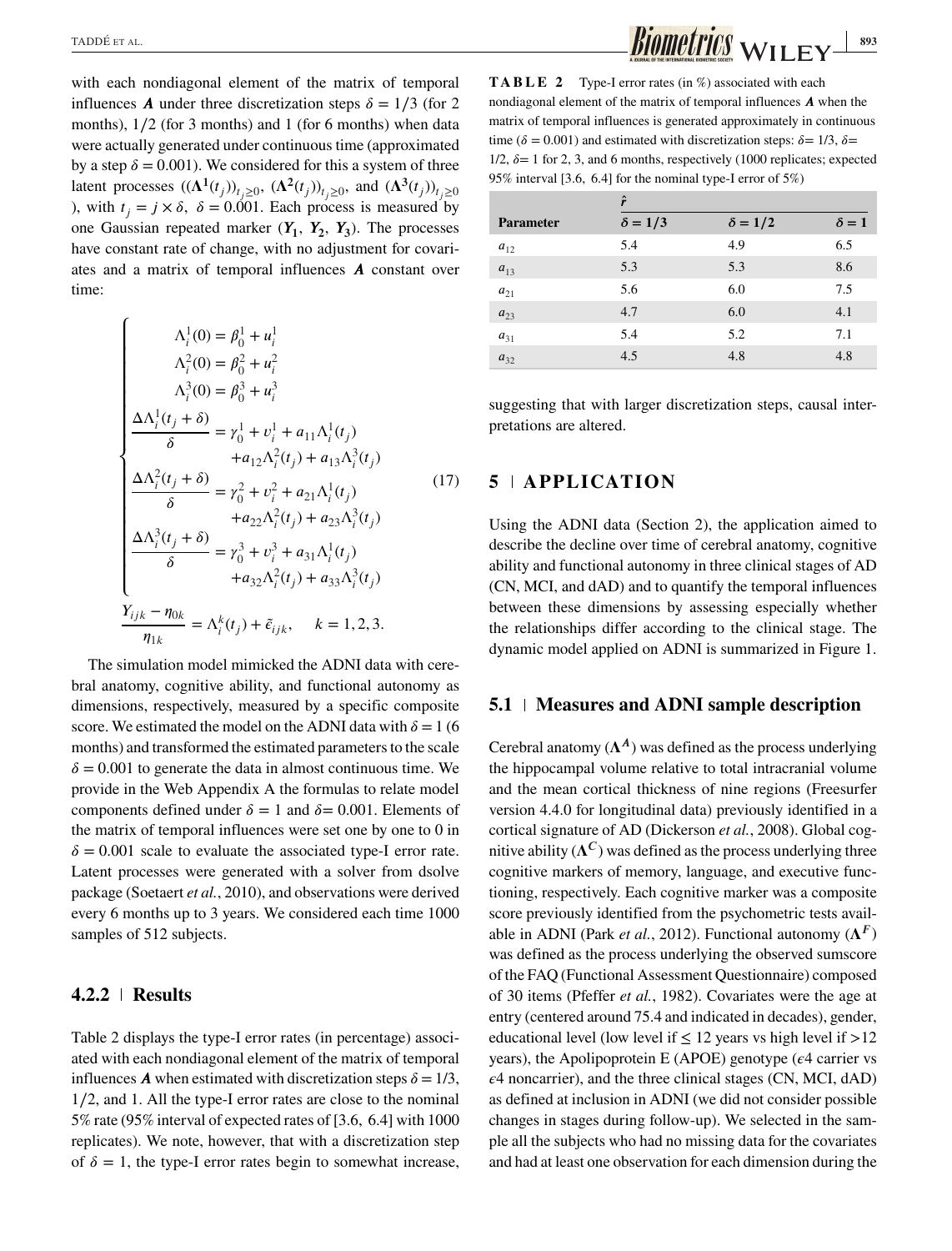with each nondiagonal element of the matrix of temporal influences $\boldsymbol{A}$ under three discretization steps $\delta = 1/3$ (for 2 months), $1/2$ (for 3 months) and 1 (for 6 months) when data were actually generated under continuous time (approximated by a step $\delta = 0.001$). We considered for this a system of three latent processes $((\boldsymbol{\Lambda}^{\mathbf{1}}(t_j))_{t_j \geq 0}$, $(\boldsymbol{\Lambda}^{\mathbf{2}}(t_j))_{t_j \geq 0}$, and $(\boldsymbol{\Lambda}^{\mathbf{3}}(t_j))_{t_j \geq 0}$), with $t_j = j \times \delta$, $\delta = 0.001$. Each process is measured by one Gaussian repeated marker ($\boldsymbol{Y}_1$, $\boldsymbol{Y}_2$, $\boldsymbol{Y}_3$). The processes have constant rate of change, with no adjustment for covariates and a matrix of temporal influences $\boldsymbol{A}$ constant over time:

$$
\begin{cases}
\Lambda_i^1(0) = \beta_0^1 + u_i^1 \\
\Lambda_i^2(0) = \beta_0^2 + u_i^2 \\
\Lambda_i^3(0) = \beta_0^3 + u_i^3 \\
\dfrac{\Delta\Lambda_i^1(t_j+\delta)}{\delta} = \gamma_0^1 + v_i^1 + a_{11}\Lambda_i^1(t_j) \\
\qquad\qquad + a_{12}\Lambda_i^2(t_j) + a_{13}\Lambda_i^3(t_j) \\
\dfrac{\Delta\Lambda_i^2(t_j+\delta)}{\delta} = \gamma_0^2 + v_i^2 + a_{21}\Lambda_i^1(t_j) \\
\qquad\qquad + a_{22}\Lambda_i^2(t_j) + a_{23}\Lambda_i^3(t_j) \\
\dfrac{\Delta\Lambda_i^3(t_j+\delta)}{\delta} = \gamma_0^3 + v_i^3 + a_{31}\Lambda_i^1(t_j) \\
\qquad\qquad + a_{32}\Lambda_i^2(t_j) + a_{33}\Lambda_i^3(t_j)
\end{cases}
\tag{17}
$$

$$
\frac{Y_{ijk} - \eta_{0k}}{\eta_{1k}} = \Lambda_i^k(t_j) + \tilde{\epsilon}_{ijk}, \quad k = 1, 2, 3.
$$

The simulation model mimicked the ADNI data with cerebral anatomy, cognitive ability, and functional autonomy as dimensions, respectively, measured by a specific composite score. We estimated the model on the ADNI data with $\delta = 1$ (6 months) and transformed the estimated parameters to the scale $\delta = 0.001$ to generate the data in almost continuous time. We provide in the Web Appendix A the formulas to relate model components defined under $\delta = 1$ and $\delta = 0.001$. Elements of the matrix of temporal influences were set one by one to 0 in $\delta = 0.001$ scale to evaluate the associated type-I error rate. Latent processes were generated with a solver from dsolve package (Soetaert *et al.*, 2010), and observations were derived every 6 months up to 3 years. We considered each time 1000 samples of 512 subjects.

### 4.2.2 | Results

Table 2 displays the type-I error rates (in percentage) associated with each nondiagonal element of the matrix of temporal influences $\boldsymbol{A}$ when estimated with discretization steps $\delta = 1/3$, $1/2$, and 1. All the type-I error rates are close to the nominal 5% rate (95% interval of expected rates of [3.6, 6.4] with 1000 replicates). We note, however, that with a discretization step of $\delta = 1$, the type-I error rates begin to somewhat increase, suggesting that with larger discretization steps, causal interpretations are altered.

**TABLE 2** Type-I error rates (in %) associated with each nondiagonal element of the matrix of temporal influences $\boldsymbol{A}$ when the matrix of temporal influences is generated approximately in continuous time ($\delta = 0.001$) and estimated with discretization steps: $\delta = 1/3$, $\delta = 1/2$, $\delta = 1$ for 2, 3, and 6 months, respectively (1000 replicates; expected 95% interval [3.6, 6.4] for the nominal type-I error of 5%)

| | $\hat{r}$ | | |
|---|---|---|---|
| **Parameter** | $\delta = 1/3$ | $\delta = 1/2$ | $\delta = 1$ |
| $a_{12}$ | 5.4 | 4.9 | 6.5 |
| $a_{13}$ | 5.3 | 5.3 | 8.6 |
| $a_{21}$ | 5.6 | 6.0 | 7.5 |
| $a_{23}$ | 4.7 | 6.0 | 4.1 |
| $a_{31}$ | 5.4 | 5.2 | 7.1 |
| $a_{32}$ | 4.5 | 4.8 | 4.8 |

## 5 | APPLICATION

Using the ADNI data (Section 2), the application aimed to describe the decline over time of cerebral anatomy, cognitive ability and functional autonomy in three clinical stages of AD (CN, MCI, and dAD) and to quantify the temporal influences between these dimensions by assessing especially whether the relationships differ according to the clinical stage. The dynamic model applied on ADNI is summarized in Figure 1.

### 5.1 | Measures and ADNI sample description

Cerebral anatomy ($\boldsymbol{\Lambda}^{\boldsymbol{A}}$) was defined as the process underlying the hippocampal volume relative to total intracranial volume and the mean cortical thickness of nine regions (Freesurfer version 4.4.0 for longitudinal data) previously identified in a cortical signature of AD (Dickerson *et al.*, 2008). Global cognitive ability ($\boldsymbol{\Lambda}^{\boldsymbol{C}}$) was defined as the process underlying three cognitive markers of memory, language, and executive functioning, respectively. Each cognitive marker was a composite score previously identified from the psychometric tests available in ADNI (Park *et al.*, 2012). Functional autonomy ($\boldsymbol{\Lambda}^{\boldsymbol{F}}$) was defined as the process underlying the observed sumscore of the FAQ (Functional Assessment Questionnaire) composed of 30 items (Pfeffer *et al.*, 1982). Covariates were the age at entry (centered around 75.4 and indicated in decades), gender, educational level (low level if $\leq$ 12 years vs high level if >12 years), the Apolipoprotein E (APOE) genotype ($\epsilon$4 carrier vs $\epsilon$4 noncarrier), and the three clinical stages (CN, MCI, dAD) as defined at inclusion in ADNI (we did not consider possible changes in stages during follow-up). We selected in the sample all the subjects who had no missing data for the covariates and had at least one observation for each dimension during the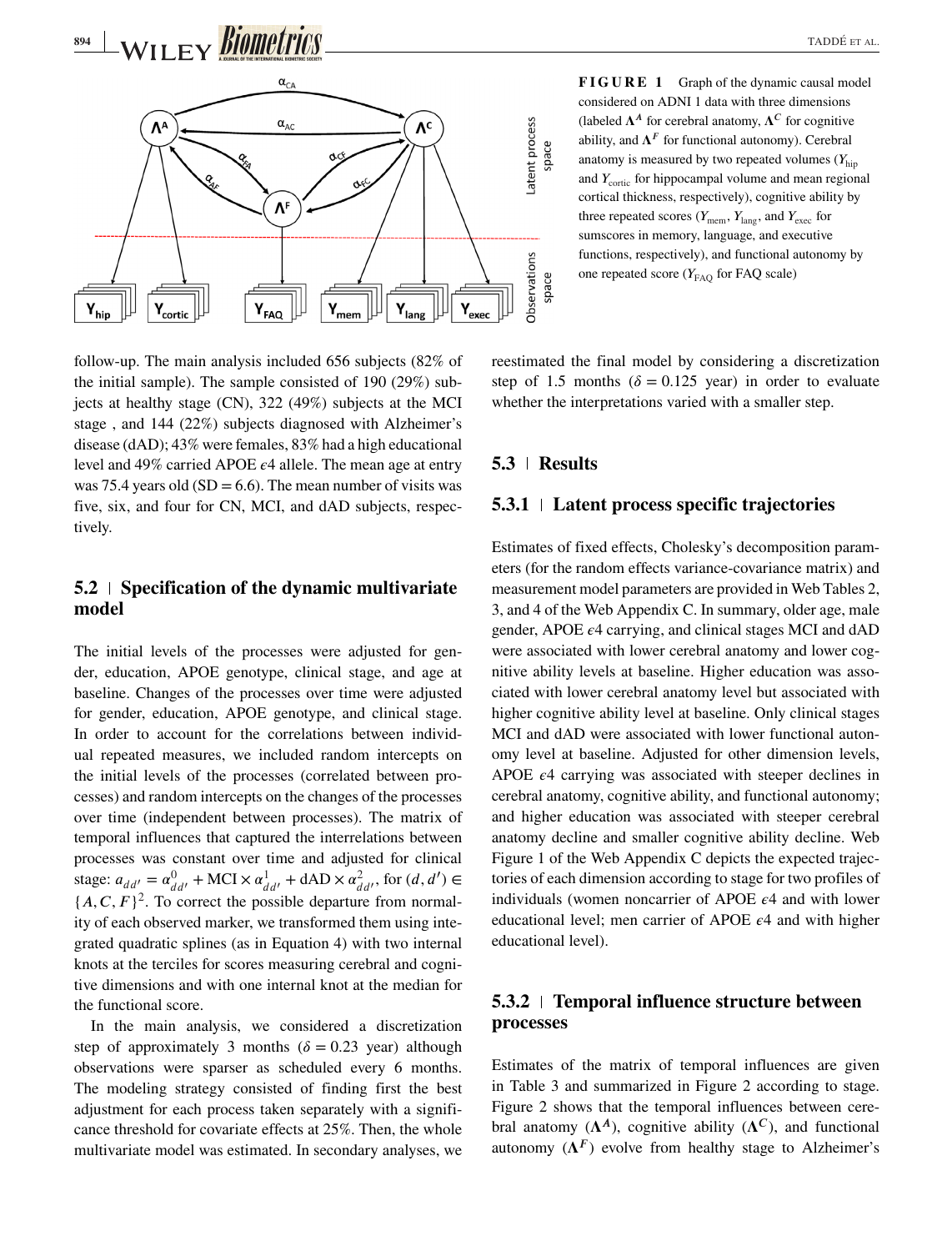**FIGURE 1** Graph of the dynamic causal model considered on ADNI 1 data with three dimensions (labeled $\mathbf{\Lambda}^A$ for cerebral anatomy, $\mathbf{\Lambda}^C$ for cognitive ability, and $\mathbf{\Lambda}^F$ for functional autonomy). Cerebral anatomy is measured by two repeated volumes ($Y_{\text{hip}}$ and $Y_{\text{cortic}}$ for hippocampal volume and mean regional cortical thickness, respectively), cognitive ability by three repeated scores ($Y_{\text{mem}}$, $Y_{\text{lang}}$, and $Y_{\text{exec}}$ for sumscores in memory, language, and executive functions, respectively), and functional autonomy by one repeated score ($Y_{\text{FAQ}}$ for FAQ scale)

follow-up. The main analysis included 656 subjects (82% of the initial sample). The sample consisted of 190 (29%) subjects at healthy stage (CN), 322 (49%) subjects at the MCI stage , and 144 (22%) subjects diagnosed with Alzheimer's disease (dAD); 43% were females, 83% had a high educational level and 49% carried APOE $\epsilon 4$ allele. The mean age at entry was 75.4 years old (SD = 6.6). The mean number of visits was five, six, and four for CN, MCI, and dAD subjects, respectively.

## 5.2 | Specification of the dynamic multivariate model

The initial levels of the processes were adjusted for gender, education, APOE genotype, clinical stage, and age at baseline. Changes of the processes over time were adjusted for gender, education, APOE genotype, and clinical stage. In order to account for the correlations between individual repeated measures, we included random intercepts on the initial levels of the processes (correlated between processes) and random intercepts on the changes of the processes over time (independent between processes). The matrix of temporal influences that captured the interrelations between processes was constant over time and adjusted for clinical stage: $a_{dd'} = \alpha^0_{dd'} + \text{MCI} \times \alpha^1_{dd'} + \text{dAD} \times \alpha^2_{dd'}$, for $(d, d') \in \{A, C, F\}^2$. To correct the possible departure from normality of each observed marker, we transformed them using integrated quadratic splines (as in Equation 4) with two internal knots at the terciles for scores measuring cerebral and cognitive dimensions and with one internal knot at the median for the functional score.

In the main analysis, we considered a discretization step of approximately 3 months ($\delta = 0.23$ year) although observations were sparser as scheduled every 6 months. The modeling strategy consisted of finding first the best adjustment for each process taken separately with a significance threshold for covariate effects at 25%. Then, the whole multivariate model was estimated. In secondary analyses, we reestimated the final model by considering a discretization step of 1.5 months ($\delta = 0.125$ year) in order to evaluate whether the interpretations varied with a smaller step.

## 5.3 | Results

### 5.3.1 | Latent process specific trajectories

Estimates of fixed effects, Cholesky's decomposition parameters (for the random effects variance-covariance matrix) and measurement model parameters are provided in Web Tables 2, 3, and 4 of the Web Appendix C. In summary, older age, male gender, APOE $\epsilon 4$ carrying, and clinical stages MCI and dAD were associated with lower cerebral anatomy and lower cognitive ability levels at baseline. Higher education was associated with lower cerebral anatomy level but associated with higher cognitive ability level at baseline. Only clinical stages MCI and dAD were associated with lower functional autonomy level at baseline. Adjusted for other dimension levels, APOE $\epsilon 4$ carrying was associated with steeper declines in cerebral anatomy, cognitive ability, and functional autonomy; and higher education was associated with steeper cerebral anatomy decline and smaller cognitive ability decline. Web Figure 1 of the Web Appendix C depicts the expected trajectories of each dimension according to stage for two profiles of individuals (women noncarrier of APOE $\epsilon 4$ and with lower educational level; men carrier of APOE $\epsilon 4$ and with higher educational level).

### 5.3.2 | Temporal influence structure between processes

Estimates of the matrix of temporal influences are given in Table 3 and summarized in Figure 2 according to stage. Figure 2 shows that the temporal influences between cerebral anatomy ($\mathbf{\Lambda}^A$), cognitive ability ($\mathbf{\Lambda}^C$), and functional autonomy ($\mathbf{\Lambda}^F$) evolve from healthy stage to Alzheimer's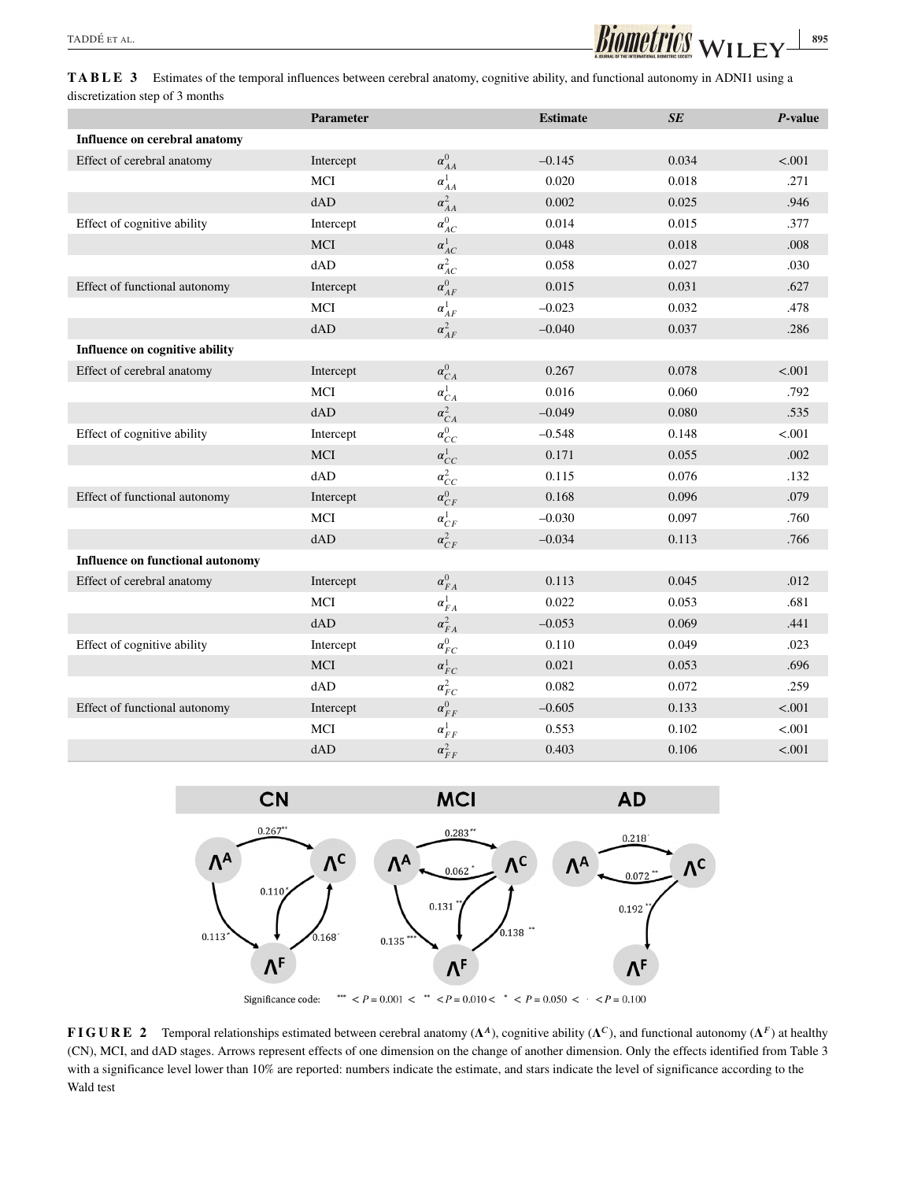**TABLE 3** Estimates of the temporal influences between cerebral anatomy, cognitive ability, and functional autonomy in ADNI1 using a discretization step of 3 months

| | Parameter | | Estimate | *SE* | *P*-value |
|---|---|---|---|---|---|
| **Influence on cerebral anatomy** | | | | | |
| Effect of cerebral anatomy | Intercept | $\alpha_{AA}^{0}$ | −0.145 | 0.034 | <.001 |
| | MCI | $\alpha_{AA}^{1}$ | 0.020 | 0.018 | .271 |
| | dAD | $\alpha_{AA}^{2}$ | 0.002 | 0.025 | .946 |
| Effect of cognitive ability | Intercept | $\alpha_{AC}^{0}$ | 0.014 | 0.015 | .377 |
| | MCI | $\alpha_{AC}^{1}$ | 0.048 | 0.018 | .008 |
| | dAD | $\alpha_{AC}^{2}$ | 0.058 | 0.027 | .030 |
| Effect of functional autonomy | Intercept | $\alpha_{AF}^{0}$ | 0.015 | 0.031 | .627 |
| | MCI | $\alpha_{AF}^{1}$ | −0.023 | 0.032 | .478 |
| | dAD | $\alpha_{AF}^{2}$ | −0.040 | 0.037 | .286 |
| **Influence on cognitive ability** | | | | | |
| Effect of cerebral anatomy | Intercept | $\alpha_{CA}^{0}$ | 0.267 | 0.078 | <.001 |
| | MCI | $\alpha_{CA}^{1}$ | 0.016 | 0.060 | .792 |
| | dAD | $\alpha_{CA}^{2}$ | −0.049 | 0.080 | .535 |
| Effect of cognitive ability | Intercept | $\alpha_{CC}^{0}$ | −0.548 | 0.148 | <.001 |
| | MCI | $\alpha_{CC}^{1}$ | 0.171 | 0.055 | .002 |
| | dAD | $\alpha_{CC}^{2}$ | 0.115 | 0.076 | .132 |
| Effect of functional autonomy | Intercept | $\alpha_{CF}^{0}$ | 0.168 | 0.096 | .079 |
| | MCI | $\alpha_{CF}^{1}$ | −0.030 | 0.097 | .760 |
| | dAD | $\alpha_{CF}^{2}$ | −0.034 | 0.113 | .766 |
| **Influence on functional autonomy** | | | | | |
| Effect of cerebral anatomy | Intercept | $\alpha_{FA}^{0}$ | 0.113 | 0.045 | .012 |
| | MCI | $\alpha_{FA}^{1}$ | 0.022 | 0.053 | .681 |
| | dAD | $\alpha_{FA}^{2}$ | −0.053 | 0.069 | .441 |
| Effect of cognitive ability | Intercept | $\alpha_{FC}^{0}$ | 0.110 | 0.049 | .023 |
| | MCI | $\alpha_{FC}^{1}$ | 0.021 | 0.053 | .696 |
| | dAD | $\alpha_{FC}^{2}$ | 0.082 | 0.072 | .259 |
| Effect of functional autonomy | Intercept | $\alpha_{FF}^{0}$ | −0.605 | 0.133 | <.001 |
| | MCI | $\alpha_{FF}^{1}$ | 0.553 | 0.102 | <.001 |
| | dAD | $\alpha_{FF}^{2}$ | 0.403 | 0.106 | <.001 |

**FIGURE 2** Temporal relationships estimated between cerebral anatomy ($\Lambda^A$), cognitive ability ($\Lambda^C$), and functional autonomy ($\Lambda^F$) at healthy (CN), MCI, and dAD stages. Arrows represent effects of one dimension on the change of another dimension. Only the effects identified from Table 3 with a significance level lower than 10% are reported: numbers indicate the estimate, and stars indicate the level of significance according to the Wald test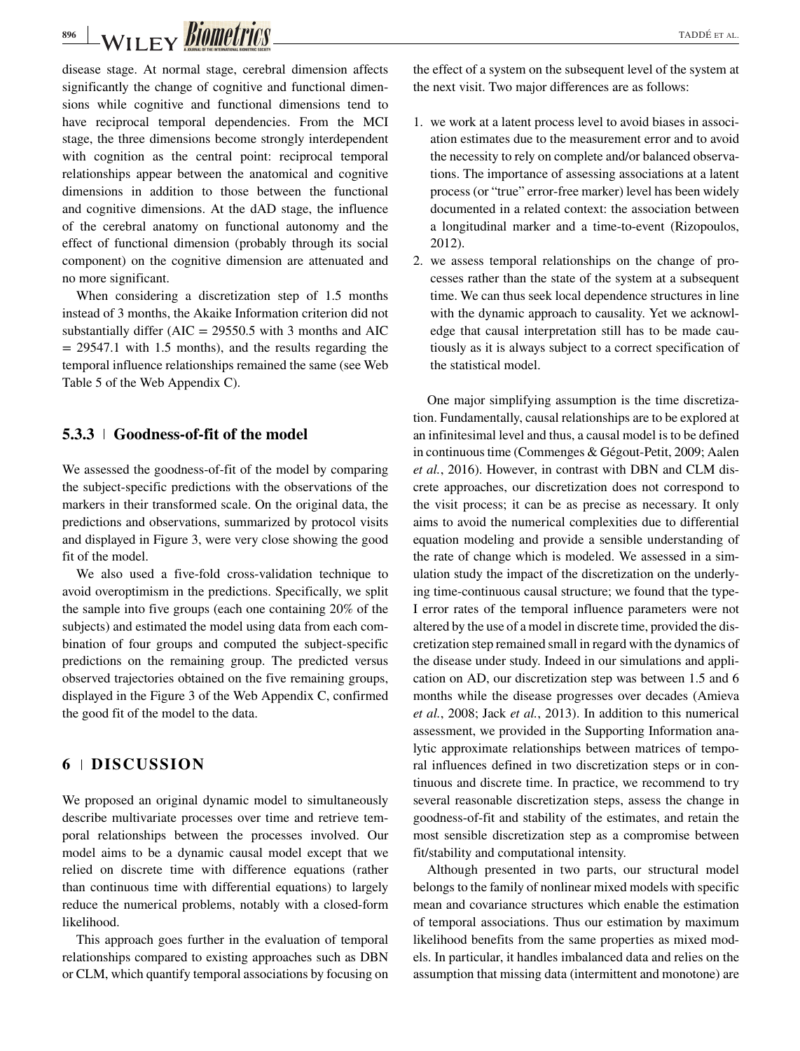disease stage. At normal stage, cerebral dimension affects significantly the change of cognitive and functional dimensions while cognitive and functional dimensions tend to have reciprocal temporal dependencies. From the MCI stage, the three dimensions become strongly interdependent with cognition as the central point: reciprocal temporal relationships appear between the anatomical and cognitive dimensions in addition to those between the functional and cognitive dimensions. At the dAD stage, the influence of the cerebral anatomy on functional autonomy and the effect of functional dimension (probably through its social component) on the cognitive dimension are attenuated and no more significant.

When considering a discretization step of 1.5 months instead of 3 months, the Akaike Information criterion did not substantially differ (AIC = 29550.5 with 3 months and AIC = 29547.1 with 1.5 months), and the results regarding the temporal influence relationships remained the same (see Web Table 5 of the Web Appendix C).

### 5.3.3 | Goodness-of-fit of the model

We assessed the goodness-of-fit of the model by comparing the subject-specific predictions with the observations of the markers in their transformed scale. On the original data, the predictions and observations, summarized by protocol visits and displayed in Figure 3, were very close showing the good fit of the model.

We also used a five-fold cross-validation technique to avoid overoptimism in the predictions. Specifically, we split the sample into five groups (each one containing 20% of the subjects) and estimated the model using data from each combination of four groups and computed the subject-specific predictions on the remaining group. The predicted versus observed trajectories obtained on the five remaining groups, displayed in the Figure 3 of the Web Appendix C, confirmed the good fit of the model to the data.

## 6 | DISCUSSION

We proposed an original dynamic model to simultaneously describe multivariate processes over time and retrieve temporal relationships between the processes involved. Our model aims to be a dynamic causal model except that we relied on discrete time with difference equations (rather than continuous time with differential equations) to largely reduce the numerical problems, notably with a closed-form likelihood.

This approach goes further in the evaluation of temporal relationships compared to existing approaches such as DBN or CLM, which quantify temporal associations by focusing on the effect of a system on the subsequent level of the system at the next visit. Two major differences are as follows:

1. we work at a latent process level to avoid biases in association estimates due to the measurement error and to avoid the necessity to rely on complete and/or balanced observations. The importance of assessing associations at a latent process (or "true" error-free marker) level has been widely documented in a related context: the association between a longitudinal marker and a time-to-event (Rizopoulos, 2012).
2. we assess temporal relationships on the change of processes rather than the state of the system at a subsequent time. We can thus seek local dependence structures in line with the dynamic approach to causality. Yet we acknowledge that causal interpretation still has to be made cautiously as it is always subject to a correct specification of the statistical model.

One major simplifying assumption is the time discretization. Fundamentally, causal relationships are to be explored at an infinitesimal level and thus, a causal model is to be defined in continuous time (Commenges & Gégout-Petit, 2009; Aalen *et al.*, 2016). However, in contrast with DBN and CLM discrete approaches, our discretization does not correspond to the visit process; it can be as precise as necessary. It only aims to avoid the numerical complexities due to differential equation modeling and provide a sensible understanding of the rate of change which is modeled. We assessed in a simulation study the impact of the discretization on the underlying time-continuous causal structure; we found that the type-I error rates of the temporal influence parameters were not altered by the use of a model in discrete time, provided the discretization step remained small in regard with the dynamics of the disease under study. Indeed in our simulations and application on AD, our discretization step was between 1.5 and 6 months while the disease progresses over decades (Amieva *et al.*, 2008; Jack *et al.*, 2013). In addition to this numerical assessment, we provided in the Supporting Information analytic approximate relationships between matrices of temporal influences defined in two discretization steps or in continuous and discrete time. In practice, we recommend to try several reasonable discretization steps, assess the change in goodness-of-fit and stability of the estimates, and retain the most sensible discretization step as a compromise between fit/stability and computational intensity.

Although presented in two parts, our structural model belongs to the family of nonlinear mixed models with specific mean and covariance structures which enable the estimation of temporal associations. Thus our estimation by maximum likelihood benefits from the same properties as mixed models. In particular, it handles imbalanced data and relies on the assumption that missing data (intermittent and monotone) are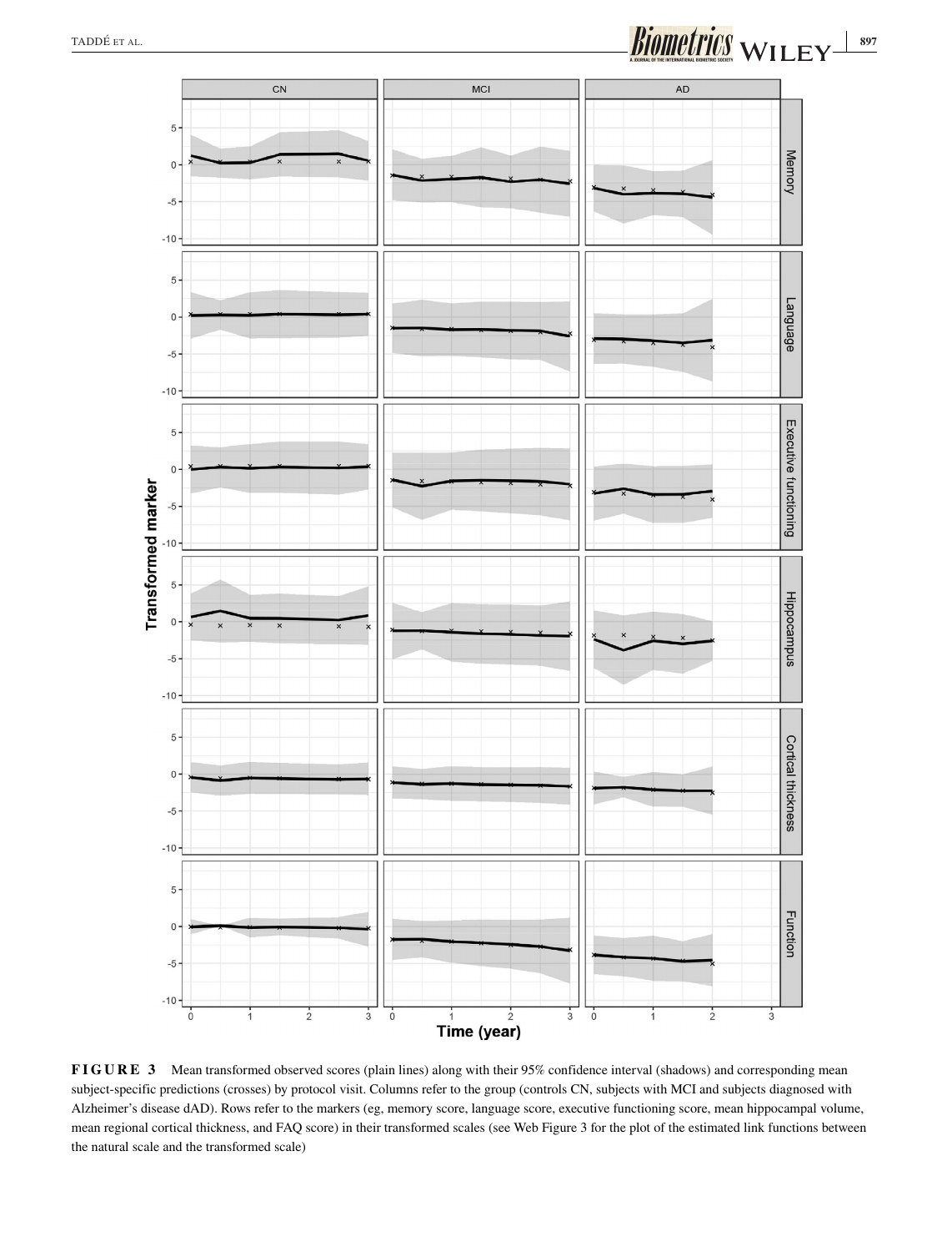**FIGURE 3** Mean transformed observed scores (plain lines) along with their 95% confidence interval (shadows) and corresponding mean subject-specific predictions (crosses) by protocol visit. Columns refer to the group (controls CN, subjects with MCI and subjects diagnosed with Alzheimer's disease dAD). Rows refer to the markers (eg, memory score, language score, executive functioning score, mean hippocampal volume, mean regional cortical thickness, and FAQ score) in their transformed scales (see Web Figure 3 for the plot of the estimated link functions between the natural scale and the transformed scale)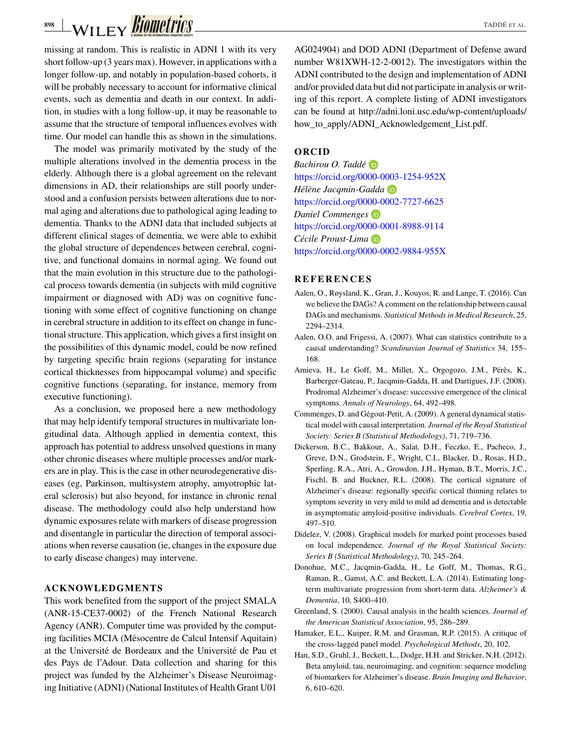missing at random. This is realistic in ADNI 1 with its very short follow-up (3 years max). However, in applications with a longer follow-up, and notably in population-based cohorts, it will be probably necessary to account for informative clinical events, such as dementia and death in our context. In addition, in studies with a long follow-up, it may be reasonable to assume that the structure of temporal influences evolves with time. Our model can handle this as shown in the simulations.

The model was primarily motivated by the study of the multiple alterations involved in the dementia process in the elderly. Although there is a global agreement on the relevant dimensions in AD, their relationships are still poorly understood and a confusion persists between alterations due to normal aging and alterations due to pathological aging leading to dementia. Thanks to the ADNI data that included subjects at different clinical stages of dementia, we were able to exhibit the global structure of dependences between cerebral, cognitive, and functional domains in normal aging. We found out that the main evolution in this structure due to the pathological process towards dementia (in subjects with mild cognitive impairment or diagnosed with AD) was on cognitive functioning with some effect of cognitive functioning on change in cerebral structure in addition to its effect on change in functional structure. This application, which gives a first insight on the possibilities of this dynamic model, could be now refined by targeting specific brain regions (separating for instance cortical thicknesses from hippocampal volume) and specific cognitive functions (separating, for instance, memory from executive functioning).

As a conclusion, we proposed here a new methodology that may help identify temporal structures in multivariate longitudinal data. Although applied in dementia context, this approach has potential to address unsolved questions in many other chronic diseases where multiple processes and/or markers are in play. This is the case in other neurodegenerative diseases (eg, Parkinson, multisystem atrophy, amyotrophic lateral sclerosis) but also beyond, for instance in chronic renal disease. The methodology could also help understand how dynamic exposures relate with markers of disease progression and disentangle in particular the direction of temporal associations when reverse causation (ie, changes in the exposure due to early disease changes) may intervene.

## ACKNOWLEDGMENTS

This work benefited from the support of the project SMALA (ANR-15-CE37-0002) of the French National Research Agency (ANR). Computer time was provided by the computing facilities MCIA (Mésocentre de Calcul Intensif Aquitain) at the Université de Bordeaux and the Université de Pau et des Pays de l'Adour. Data collection and sharing for this project was funded by the Alzheimer's Disease Neuroimaging Initiative (ADNI) (National Institutes of Health Grant U01 AG024904) and DOD ADNI (Department of Defense award number W81XWH-12-2-0012). The investigators within the ADNI contributed to the design and implementation of ADNI and/or provided data but did not participate in analysis or writing of this report. A complete listing of ADNI investigators can be found at http://adni.loni.usc.edu/wp-content/uploads/how_to_apply/ADNI_Acknowledgement_List.pdf.

## ORCID

*Bachirou O. Taddé*
https://orcid.org/0000-0003-1254-952X
*Hélène Jacqmin-Gadda*
https://orcid.org/0000-0002-7727-6625
*Daniel Commenges*
https://orcid.org/0000-0001-8988-9114
*Cécile Proust-Lima*
https://orcid.org/0000-0002-9884-955X

## REFERENCES

Aalen, O., Røysland, K., Gran, J., Kouyos, R. and Lange, T. (2016). Can we believe the DAGs? A comment on the relationship between causal DAGs and mechanisms. *Statistical Methods in Medical Research*, 25, 2294–2314.

Aalen, O.O. and Frigessi, A. (2007). What can statistics contribute to a causal understanding? *Scandinavian Journal of Statistics* 34, 155–168.

Amieva, H., Le Goff, M., Millet, X., Orgogozo, J.M., Pérès, K., Barberger-Gateau, P., Jacqmin-Gadda, H. and Dartigues, J.F. (2008). Prodromal Alzheimer's disease: successive emergence of the clinical symptoms. *Annals of Neurology*, 64, 492–498.

Commenges, D. and Gégout-Petit, A. (2009). A general dynamical statistical model with causal interpretation. *Journal of the Royal Statistical Society: Series B (Statistical Methodology)*, 71, 719–736.

Dickerson, B.C., Bakkour, A., Salat, D.H., Feczko, E., Pacheco, J., Greve, D.N., Grodstein, F., Wright, C.I., Blacker, D., Rosas, H.D., Sperling, R.A., Atri, A., Growdon, J.H., Hyman, B.T., Morris, J.C., Fischl, B. and Buckner, R.L. (2008). The cortical signature of Alzheimer's disease: regionally specific cortical thinning relates to symptom severity in very mild to mild ad dementia and is detectable in asymptomatic amyloid-positive individuals. *Cerebral Cortex*, 19, 497–510.

Didelez, V. (2008). Graphical models for marked point processes based on local independence. *Journal of the Royal Statistical Society: Series B (Statistical Methodology)*, 70, 245–264.

Donohue, M.C., Jacqmin-Gadda, H., Le Goff, M., Thomas, R.G., Raman, R., Gamst, A.C. and Beckett, L.A. (2014). Estimating long-term multivariate progression from short-term data. *Alzheimer's & Dementia*, 10, S400–410.

Greenland, S. (2000). Causal analysis in the health sciences. *Journal of the American Statistical Association*, 95, 286–289.

Hamaker, E.L., Kuiper, R.M. and Grasman, R.P. (2015). A critique of the cross-lagged panel model. *Psychological Methods*, 20, 102.

Han, S.D., Gruhl, J., Beckett, L., Dodge, H.H. and Stricker, N.H. (2012). Beta amyloid, tau, neuroimaging, and cognition: sequence modeling of biomarkers for Alzheimer's disease. *Brain Imaging and Behavior*, 6, 610–620.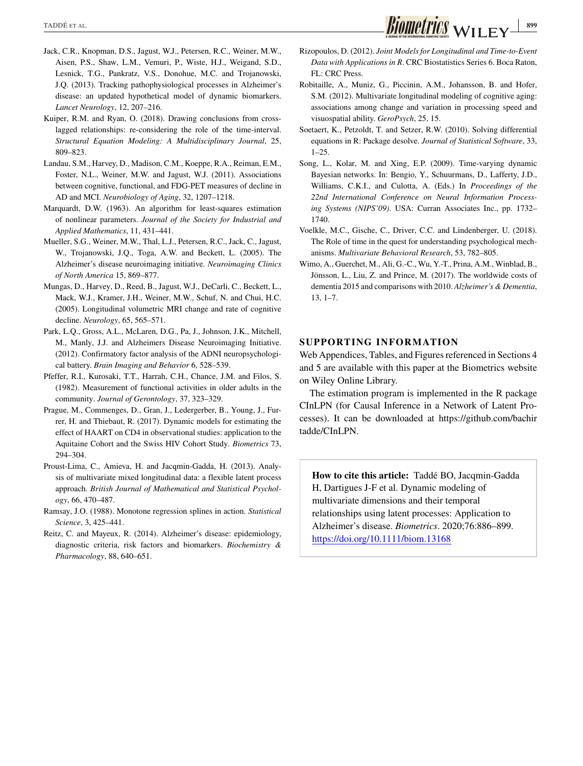Jack, C.R., Knopman, D.S., Jagust, W.J., Petersen, R.C., Weiner, M.W., Aisen, P.S., Shaw, L.M., Vemuri, P., Wiste, H.J., Weigand, S.D., Lesnick, T.G., Pankratz, V.S., Donohue, M.C. and Trojanowski, J.Q. (2013). Tracking pathophysiological processes in Alzheimer's disease: an updated hypothetical model of dynamic biomarkers. *Lancet Neurology*, 12, 207–216.

Kuiper, R.M. and Ryan, O. (2018). Drawing conclusions from cross-lagged relationships: re-considering the role of the time-interval. *Structural Equation Modeling: A Multidisciplinary Journal*, 25, 809–823.

Landau, S.M., Harvey, D., Madison, C.M., Koeppe, R.A., Reiman, E.M., Foster, N.L., Weiner, M.W. and Jagust, W.J. (2011). Associations between cognitive, functional, and FDG-PET measures of decline in AD and MCI. *Neurobiology of Aging*, 32, 1207–1218.

Marquardt, D.W. (1963). An algorithm for least-squares estimation of nonlinear parameters. *Journal of the Society for Industrial and Applied Mathematics*, 11, 431–441.

Mueller, S.G., Weiner, M.W., Thal, L.J., Petersen, R.C., Jack, C., Jagust, W., Trojanowski, J.Q., Toga, A.W. and Beckett, L. (2005). The Alzheimer's disease neuroimaging initiative. *Neuroimaging Clinics of North America* 15, 869–877.

Mungas, D., Harvey, D., Reed, B., Jagust, W.J., DeCarli, C., Beckett, L., Mack, W.J., Kramer, J.H., Weiner, M.W., Schuf, N. and Chui, H.C. (2005). Longitudinal volumetric MRI change and rate of cognitive decline. *Neurology*, 65, 565–571.

Park, L.Q., Gross, A.L., McLaren, D.G., Pa, J., Johnson, J.K., Mitchell, M., Manly, J.J. and Alzheimers Disease Neuroimaging Initiative. (2012). Confirmatory factor analysis of the ADNI neuropsychological battery. *Brain Imaging and Behavior* 6, 528–539.

Pfeffer, R.I., Kurosaki, T.T., Harrah, C.H., Chance, J.M. and Filos, S. (1982). Measurement of functional activities in older adults in the community. *Journal of Gerontology*, 37, 323–329.

Prague, M., Commenges, D., Gran, J., Ledergerber, B., Young, J., Furrer, H. and Thiebaut, R. (2017). Dynamic models for estimating the effect of HAART on CD4 in observational studies: application to the Aquitaine Cohort and the Swiss HIV Cohort Study. *Biometrics* 73, 294–304.

Proust-Lima, C., Amieva, H. and Jacqmin-Gadda, H. (2013). Analysis of multivariate mixed longitudinal data: a flexible latent process approach. *British Journal of Mathematical and Statistical Psychology*, 66, 470–487.

Ramsay, J.O. (1988). Monotone regression splines in action. *Statistical Science*, 3, 425–441.

Reitz, C. and Mayeux, R. (2014). Alzheimer's disease: epidemiology, diagnostic criteria, risk factors and biomarkers. *Biochemistry & Pharmacology*, 88, 640–651.

Rizopoulos, D. (2012). *Joint Models for Longitudinal and Time-to-Event Data with Applications in R*. CRC Biostatistics Series 6. Boca Raton, FL: CRC Press.

Robitaille, A., Muniz, G., Piccinin, A.M., Johansson, B. and Hofer, S.M. (2012). Multivariate longitudinal modeling of cognitive aging: associations among change and variation in processing speed and visuospatial ability. *GeroPsych*, 25, 15.

Soetaert, K., Petzoldt, T. and Setzer, R.W. (2010). Solving differential equations in R: Package desolve. *Journal of Statistical Software*, 33, 1–25.

Song, L., Kolar, M. and Xing, E.P. (2009). Time-varying dynamic Bayesian networks. In: Bengio, Y., Schuurmans, D., Lafferty, J.D., Williams, C.K.I., and Culotta, A. (Eds.) In *Proceedings of the 22nd International Conference on Neural Information Processing Systems (NIPS'09)*. USA: Curran Associates Inc., pp. 1732–1740.

Voelkle, M.C., Gische, C., Driver, C.C. and Lindenberger, U. (2018). The Role of time in the quest for understanding psychological mechanisms. *Multivariate Behavioral Research*, 53, 782–805.

Wimo, A., Guerchet, M., Ali, G.-C., Wu, Y.-T., Prina, A.M., Winblad, B., Jönsson, L., Liu, Z. and Prince, M. (2017). The worldwide costs of dementia 2015 and comparisons with 2010. *Alzheimer's & Dementia*, 13, 1–7.

## SUPPORTING INFORMATION

Web Appendices, Tables, and Figures referenced in Sections 4 and 5 are available with this paper at the Biometrics website on Wiley Online Library.

The estimation program is implemented in the R package CInLPN (for Causal Inference in a Network of Latent Processes). It can be downloaded at https://github.com/bachirtadde/CInLPN.

**How to cite this article:** Taddé BO, Jacqmin-Gadda H, Dartigues J-F et al. Dynamic modeling of multivariate dimensions and their temporal relationships using latent processes: Application to Alzheimer's disease. *Biometrics*. 2020;76:886–899. https://doi.org/10.1111/biom.13168